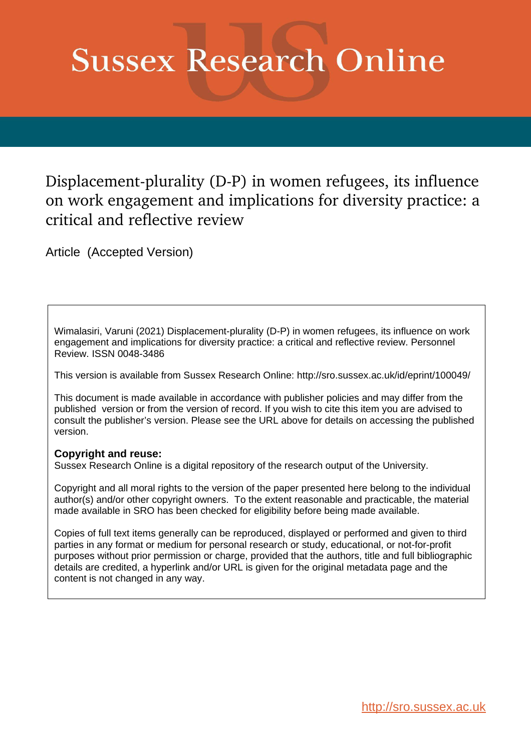# Sussex Research Online

## Displacement-plurality (D-P) in women refugees, its influence on work engagement and implications for diversity practice: a critical and reflective review

Article (Accepted Version)

Wimalasiri, Varuni (2021) Displacement-plurality (D-P) in women refugees, its influence on work engagement and implications for diversity practice: a critical and reflective review. Personnel Review. ISSN 0048-3486

This version is available from Sussex Research Online: http://sro.sussex.ac.uk/id/eprint/100049/

This document is made available in accordance with publisher policies and may differ from the published version or from the version of record. If you wish to cite this item you are advised to consult the publisher's version. Please see the URL above for details on accessing the published version.

**Copyright and reuse:**
Sussex Research Online is a digital repository of the research output of the University.

Copyright and all moral rights to the version of the paper presented here belong to the individual author(s) and/or other copyright owners. To the extent reasonable and practicable, the material made available in SRO has been checked for eligibility before being made available.

Copies of full text items generally can be reproduced, displayed or performed and given to third parties in any format or medium for personal research or study, educational, or not-for-profit purposes without prior permission or charge, provided that the authors, title and full bibliographic details are credited, a hyperlink and/or URL is given for the original metadata page and the content is not changed in any way.

http://sro.sussex.ac.uk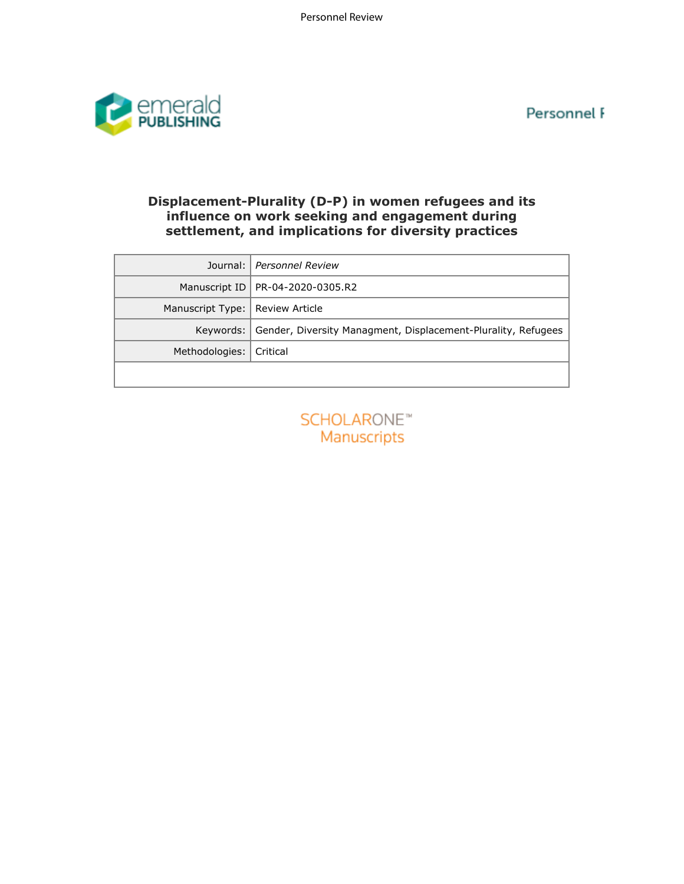# Displacement-Plurality (D-P) in women refugees and its influence on work seeking and engagement during settlement, and implications for diversity practices

| Journal: | *Personnel Review* |
|---|---|
| Manuscript ID | PR-04-2020-0305.R2 |
| Manuscript Type: | Review Article |
| Keywords: | Gender, Diversity Managment, Displacement-Plurality, Refugees |
| Methodologies: | Critical |
| | |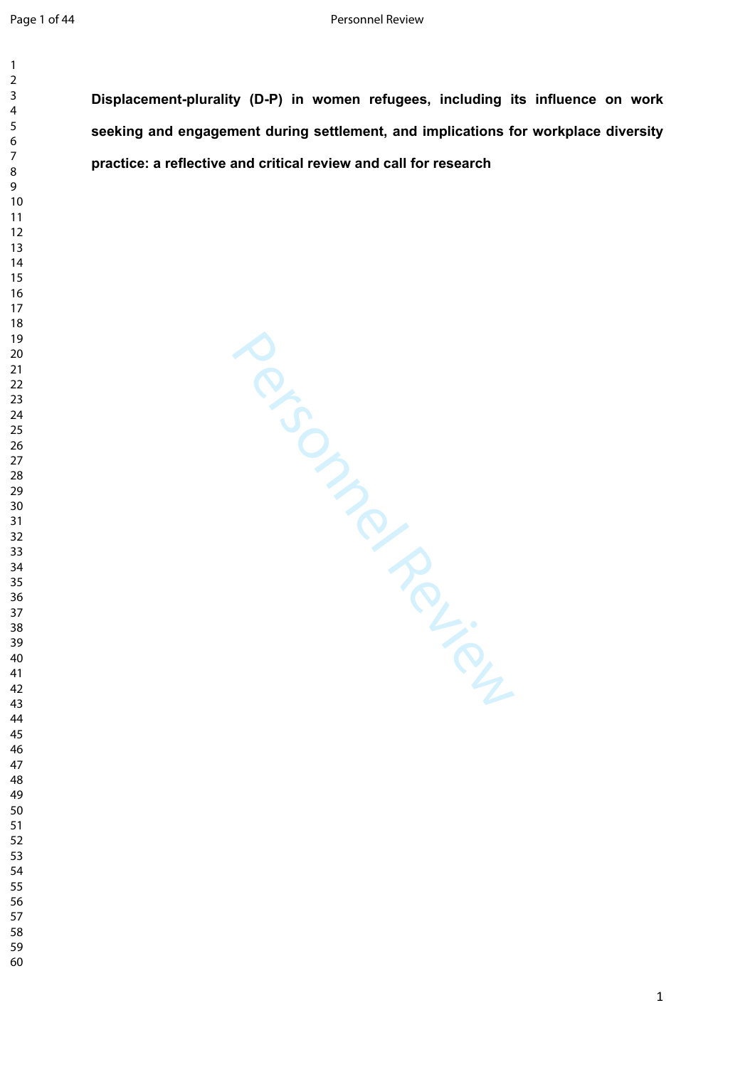**Displacement-plurality (D-P) in women refugees, including its influence on work seeking and engagement during settlement, and implications for workplace diversity practice: a reflective and critical review and call for research**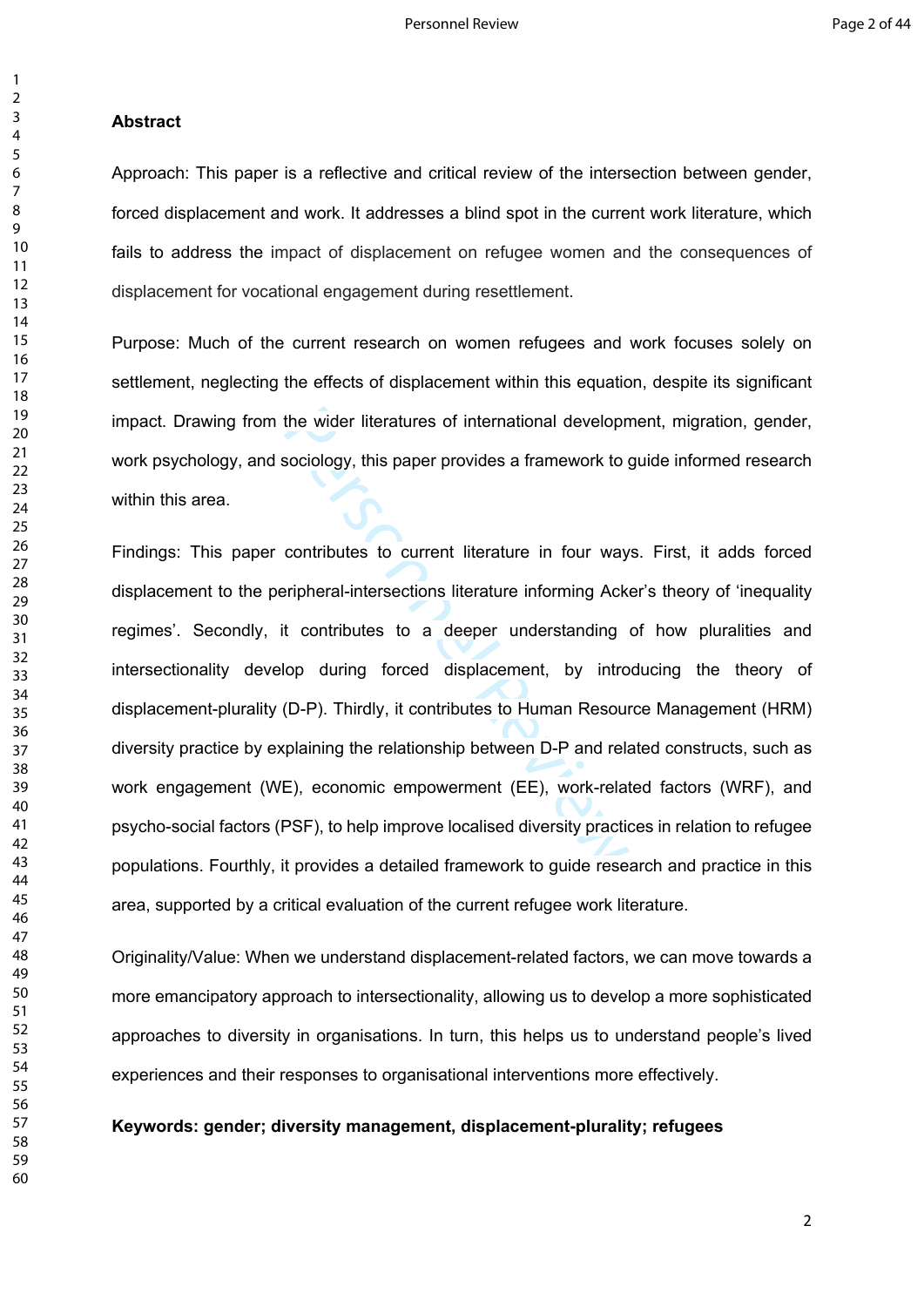**Abstract**

Approach: This paper is a reflective and critical review of the intersection between gender, forced displacement and work. It addresses a blind spot in the current work literature, which fails to address the impact of displacement on refugee women and the consequences of displacement for vocational engagement during resettlement.

Purpose: Much of the current research on women refugees and work focuses solely on settlement, neglecting the effects of displacement within this equation, despite its significant impact. Drawing from the wider literatures of international development, migration, gender, work psychology, and sociology, this paper provides a framework to guide informed research within this area.

Findings: This paper contributes to current literature in four ways. First, it adds forced displacement to the peripheral-intersections literature informing Acker's theory of 'inequality regimes'. Secondly, it contributes to a deeper understanding of how pluralities and intersectionality develop during forced displacement, by introducing the theory of displacement-plurality (D-P). Thirdly, it contributes to Human Resource Management (HRM) diversity practice by explaining the relationship between D-P and related constructs, such as work engagement (WE), economic empowerment (EE), work-related factors (WRF), and psycho-social factors (PSF), to help improve localised diversity practices in relation to refugee populations. Fourthly, it provides a detailed framework to guide research and practice in this area, supported by a critical evaluation of the current refugee work literature.

Originality/Value: When we understand displacement-related factors, we can move towards a more emancipatory approach to intersectionality, allowing us to develop a more sophisticated approaches to diversity in organisations. In turn, this helps us to understand people's lived experiences and their responses to organisational interventions more effectively.

**Keywords: gender; diversity management, displacement-plurality; refugees**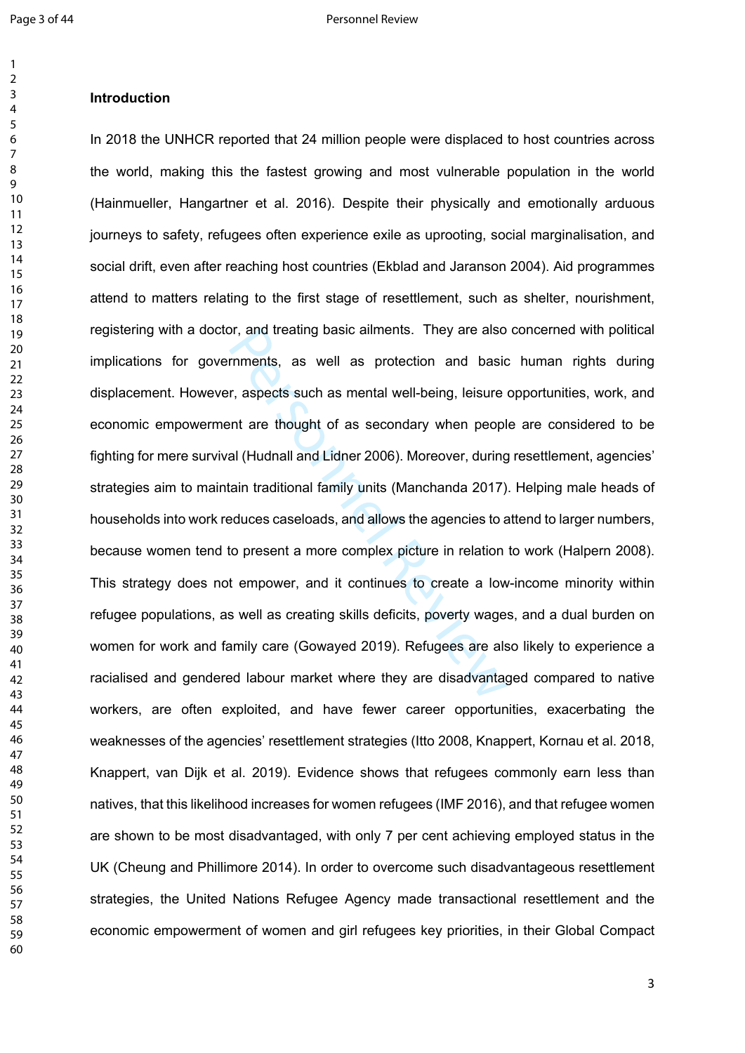## Introduction

In 2018 the UNHCR reported that 24 million people were displaced to host countries across the world, making this the fastest growing and most vulnerable population in the world (Hainmueller, Hangartner et al. 2016). Despite their physically and emotionally arduous journeys to safety, refugees often experience exile as uprooting, social marginalisation, and social drift, even after reaching host countries (Ekblad and Jaranson 2004). Aid programmes attend to matters relating to the first stage of resettlement, such as shelter, nourishment, registering with a doctor, and treating basic ailments. They are also concerned with political implications for governments, as well as protection and basic human rights during displacement. However, aspects such as mental well-being, leisure opportunities, work, and economic empowerment are thought of as secondary when people are considered to be fighting for mere survival (Hudnall and Lidner 2006). Moreover, during resettlement, agencies' strategies aim to maintain traditional family units (Manchanda 2017). Helping male heads of households into work reduces caseloads, and allows the agencies to attend to larger numbers, because women tend to present a more complex picture in relation to work (Halpern 2008). This strategy does not empower, and it continues to create a low-income minority within refugee populations, as well as creating skills deficits, poverty wages, and a dual burden on women for work and family care (Gowayed 2019). Refugees are also likely to experience a racialised and gendered labour market where they are disadvantaged compared to native workers, are often exploited, and have fewer career opportunities, exacerbating the weaknesses of the agencies' resettlement strategies (Itto 2008, Knappert, Kornau et al. 2018, Knappert, van Dijk et al. 2019). Evidence shows that refugees commonly earn less than natives, that this likelihood increases for women refugees (IMF 2016), and that refugee women are shown to be most disadvantaged, with only 7 per cent achieving employed status in the UK (Cheung and Phillimore 2014). In order to overcome such disadvantageous resettlement strategies, the United Nations Refugee Agency made transactional resettlement and the economic empowerment of women and girl refugees key priorities, in their Global Compact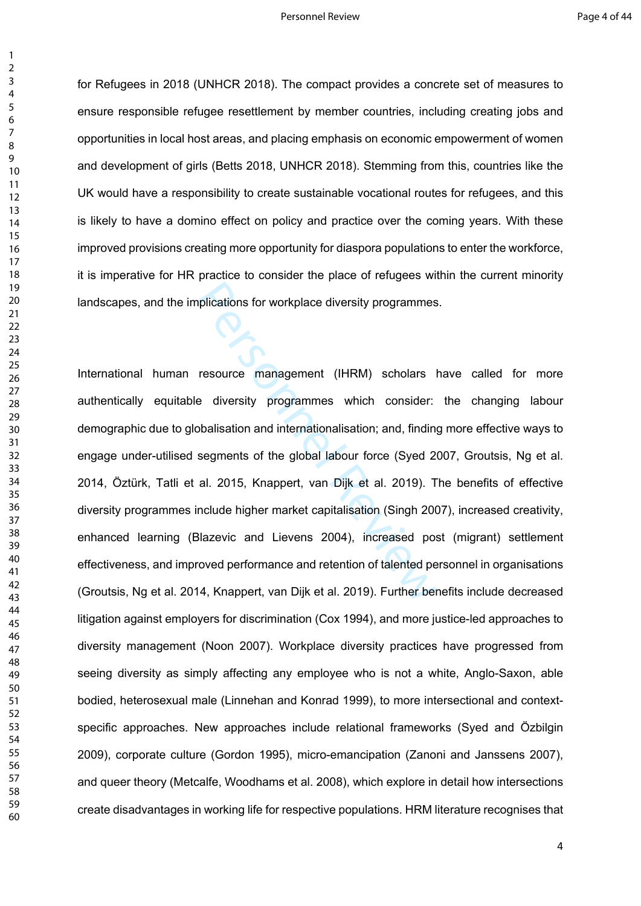for Refugees in 2018 (UNHCR 2018). The compact provides a concrete set of measures to ensure responsible refugee resettlement by member countries, including creating jobs and opportunities in local host areas, and placing emphasis on economic empowerment of women and development of girls (Betts 2018, UNHCR 2018). Stemming from this, countries like the UK would have a responsibility to create sustainable vocational routes for refugees, and this is likely to have a domino effect on policy and practice over the coming years. With these improved provisions creating more opportunity for diaspora populations to enter the workforce, it is imperative for HR practice to consider the place of refugees within the current minority landscapes, and the implications for workplace diversity programmes.

International human resource management (IHRM) scholars have called for more authentically equitable diversity programmes which consider: the changing labour demographic due to globalisation and internationalisation; and, finding more effective ways to engage under-utilised segments of the global labour force (Syed 2007, Groutsis, Ng et al. 2014, Öztürk, Tatli et al. 2015, Knappert, van Dijk et al. 2019). The benefits of effective diversity programmes include higher market capitalisation (Singh 2007), increased creativity, enhanced learning (Blazevic and Lievens 2004), increased post (migrant) settlement effectiveness, and improved performance and retention of talented personnel in organisations (Groutsis, Ng et al. 2014, Knappert, van Dijk et al. 2019). Further benefits include decreased litigation against employers for discrimination (Cox 1994), and more justice-led approaches to diversity management (Noon 2007). Workplace diversity practices have progressed from seeing diversity as simply affecting any employee who is not a white, Anglo-Saxon, able bodied, heterosexual male (Linnehan and Konrad 1999), to more intersectional and context-specific approaches. New approaches include relational frameworks (Syed and Özbilgin 2009), corporate culture (Gordon 1995), micro-emancipation (Zanoni and Janssens 2007), and queer theory (Metcalfe, Woodhams et al. 2008), which explore in detail how intersections create disadvantages in working life for respective populations. HRM literature recognises that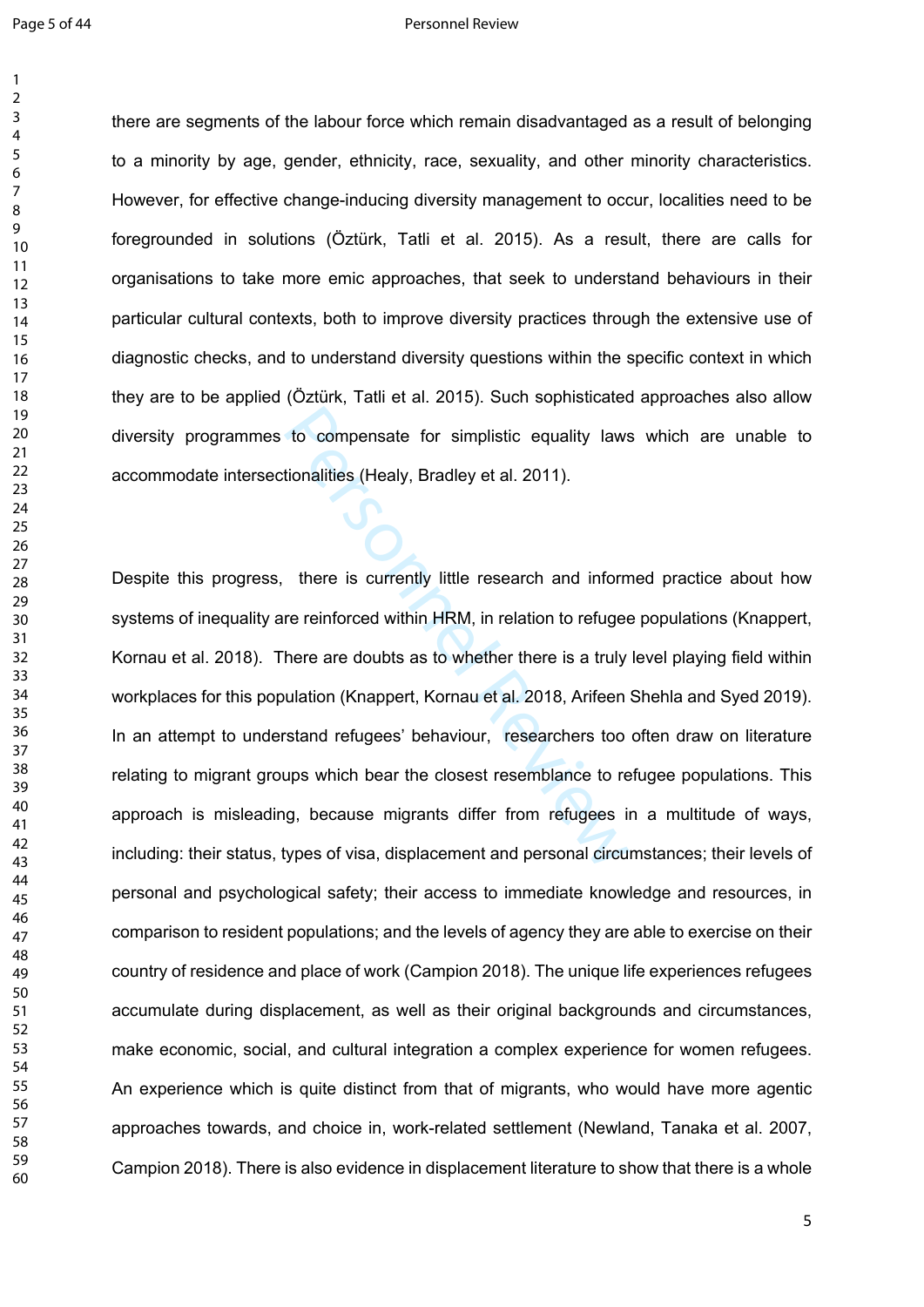there are segments of the labour force which remain disadvantaged as a result of belonging to a minority by age, gender, ethnicity, race, sexuality, and other minority characteristics. However, for effective change-inducing diversity management to occur, localities need to be foregrounded in solutions (Öztürk, Tatli et al. 2015). As a result, there are calls for organisations to take more emic approaches, that seek to understand behaviours in their particular cultural contexts, both to improve diversity practices through the extensive use of diagnostic checks, and to understand diversity questions within the specific context in which they are to be applied (Öztürk, Tatli et al. 2015). Such sophisticated approaches also allow diversity programmes to compensate for simplistic equality laws which are unable to accommodate intersectionalities (Healy, Bradley et al. 2011).

Despite this progress, there is currently little research and informed practice about how systems of inequality are reinforced within HRM, in relation to refugee populations (Knappert, Kornau et al. 2018). There are doubts as to whether there is a truly level playing field within workplaces for this population (Knappert, Kornau et al. 2018, Arifeen Shehla and Syed 2019). In an attempt to understand refugees' behaviour, researchers too often draw on literature relating to migrant groups which bear the closest resemblance to refugee populations. This approach is misleading, because migrants differ from refugees in a multitude of ways, including: their status, types of visa, displacement and personal circumstances; their levels of personal and psychological safety; their access to immediate knowledge and resources, in comparison to resident populations; and the levels of agency they are able to exercise on their country of residence and place of work (Campion 2018). The unique life experiences refugees accumulate during displacement, as well as their original backgrounds and circumstances, make economic, social, and cultural integration a complex experience for women refugees. An experience which is quite distinct from that of migrants, who would have more agentic approaches towards, and choice in, work-related settlement (Newland, Tanaka et al. 2007, Campion 2018). There is also evidence in displacement literature to show that there is a whole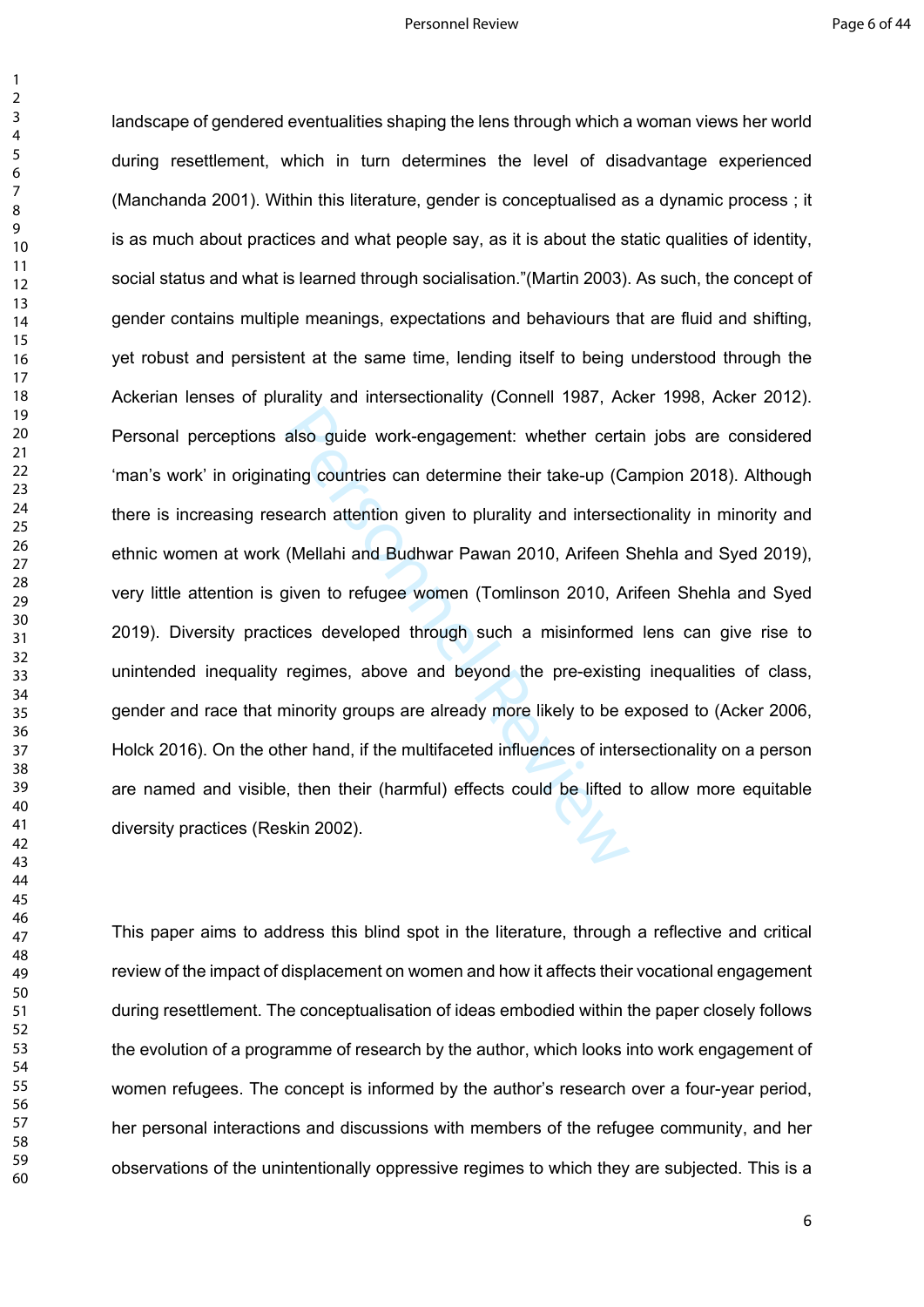landscape of gendered eventualities shaping the lens through which a woman views her world during resettlement, which in turn determines the level of disadvantage experienced (Manchanda 2001). Within this literature, gender is conceptualised as a dynamic process ; it is as much about practices and what people say, as it is about the static qualities of identity, social status and what is learned through socialisation."(Martin 2003). As such, the concept of gender contains multiple meanings, expectations and behaviours that are fluid and shifting, yet robust and persistent at the same time, lending itself to being understood through the Ackerian lenses of plurality and intersectionality (Connell 1987, Acker 1998, Acker 2012). Personal perceptions also guide work-engagement: whether certain jobs are considered 'man's work' in originating countries can determine their take-up (Campion 2018). Although there is increasing research attention given to plurality and intersectionality in minority and ethnic women at work (Mellahi and Budhwar Pawan 2010, Arifeen Shehla and Syed 2019), very little attention is given to refugee women (Tomlinson 2010, Arifeen Shehla and Syed 2019). Diversity practices developed through such a misinformed lens can give rise to unintended inequality regimes, above and beyond the pre-existing inequalities of class, gender and race that minority groups are already more likely to be exposed to (Acker 2006, Holck 2016). On the other hand, if the multifaceted influences of intersectionality on a person are named and visible, then their (harmful) effects could be lifted to allow more equitable diversity practices (Reskin 2002).

This paper aims to address this blind spot in the literature, through a reflective and critical review of the impact of displacement on women and how it affects their vocational engagement during resettlement. The conceptualisation of ideas embodied within the paper closely follows the evolution of a programme of research by the author, which looks into work engagement of women refugees. The concept is informed by the author's research over a four-year period, her personal interactions and discussions with members of the refugee community, and her observations of the unintentionally oppressive regimes to which they are subjected. This is a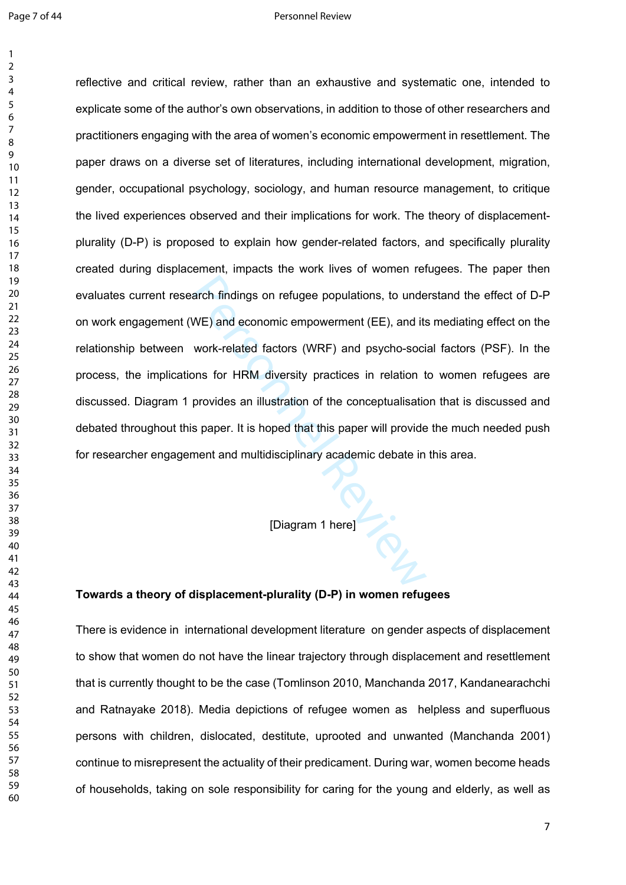reflective and critical review, rather than an exhaustive and systematic one, intended to explicate some of the author's own observations, in addition to those of other researchers and practitioners engaging with the area of women's economic empowerment in resettlement. The paper draws on a diverse set of literatures, including international development, migration, gender, occupational psychology, sociology, and human resource management, to critique the lived experiences observed and their implications for work. The theory of displacement-plurality (D-P) is proposed to explain how gender-related factors, and specifically plurality created during displacement, impacts the work lives of women refugees. The paper then evaluates current research findings on refugee populations, to understand the effect of D-P on work engagement (WE) and economic empowerment (EE), and its mediating effect on the relationship between work-related factors (WRF) and psycho-social factors (PSF). In the process, the implications for HRM diversity practices in relation to women refugees are discussed. Diagram 1 provides an illustration of the conceptualisation that is discussed and debated throughout this paper. It is hoped that this paper will provide the much needed push for researcher engagement and multidisciplinary academic debate in this area.

[Diagram 1 here]

**Towards a theory of displacement-plurality (D-P) in women refugees**

There is evidence in international development literature on gender aspects of displacement to show that women do not have the linear trajectory through displacement and resettlement that is currently thought to be the case (Tomlinson 2010, Manchanda 2017, Kandanearachchi and Ratnayake 2018). Media depictions of refugee women as helpless and superfluous persons with children, dislocated, destitute, uprooted and unwanted (Manchanda 2001) continue to misrepresent the actuality of their predicament. During war, women become heads of households, taking on sole responsibility for caring for the young and elderly, as well as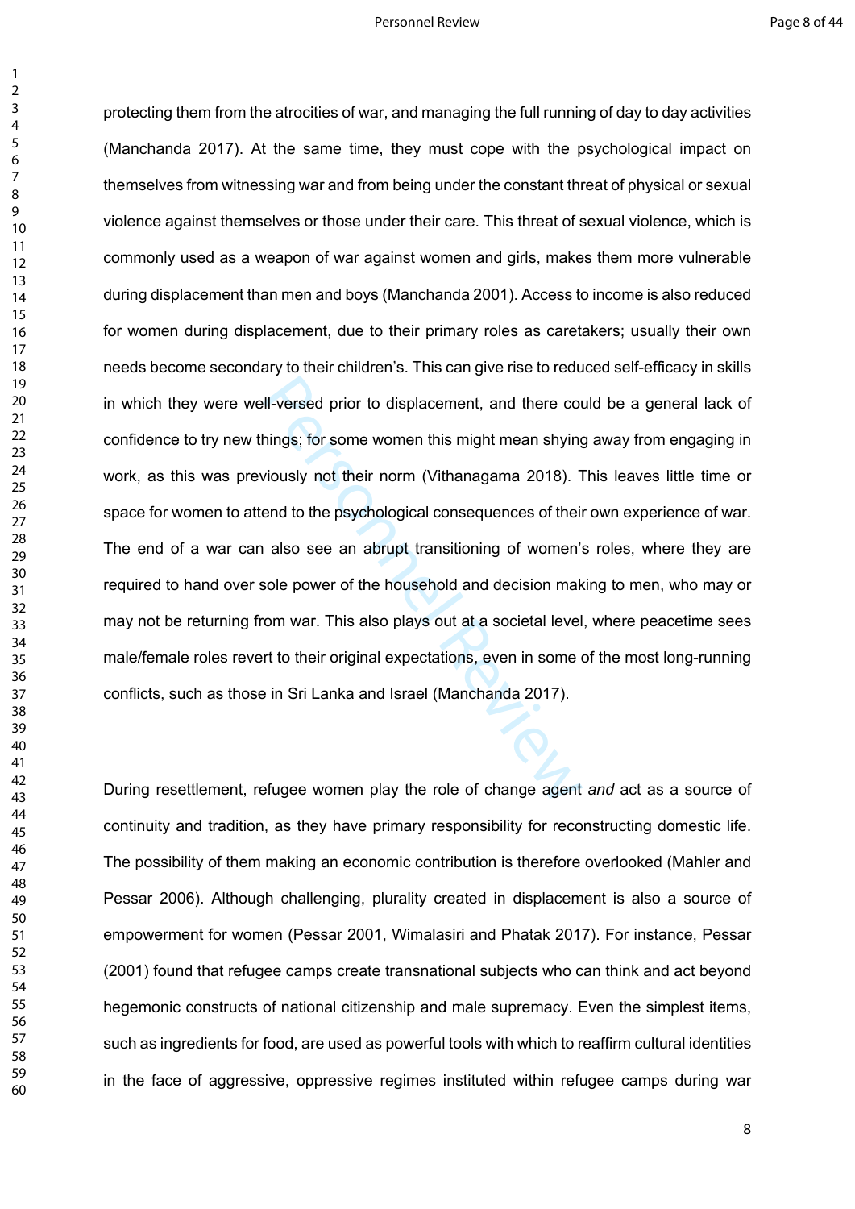protecting them from the atrocities of war, and managing the full running of day to day activities (Manchanda 2017). At the same time, they must cope with the psychological impact on themselves from witnessing war and from being under the constant threat of physical or sexual violence against themselves or those under their care. This threat of sexual violence, which is commonly used as a weapon of war against women and girls, makes them more vulnerable during displacement than men and boys (Manchanda 2001). Access to income is also reduced for women during displacement, due to their primary roles as caretakers; usually their own needs become secondary to their children's. This can give rise to reduced self-efficacy in skills in which they were well-versed prior to displacement, and there could be a general lack of confidence to try new things; for some women this might mean shying away from engaging in work, as this was previously not their norm (Vithanagama 2018). This leaves little time or space for women to attend to the psychological consequences of their own experience of war. The end of a war can also see an abrupt transitioning of women's roles, where they are required to hand over sole power of the household and decision making to men, who may or may not be returning from war. This also plays out at a societal level, where peacetime sees male/female roles revert to their original expectations, even in some of the most long-running conflicts, such as those in Sri Lanka and Israel (Manchanda 2017).

During resettlement, refugee women play the role of change agent *and* act as a source of continuity and tradition, as they have primary responsibility for reconstructing domestic life. The possibility of them making an economic contribution is therefore overlooked (Mahler and Pessar 2006). Although challenging, plurality created in displacement is also a source of empowerment for women (Pessar 2001, Wimalasiri and Phatak 2017). For instance, Pessar (2001) found that refugee camps create transnational subjects who can think and act beyond hegemonic constructs of national citizenship and male supremacy. Even the simplest items, such as ingredients for food, are used as powerful tools with which to reaffirm cultural identities in the face of aggressive, oppressive regimes instituted within refugee camps during war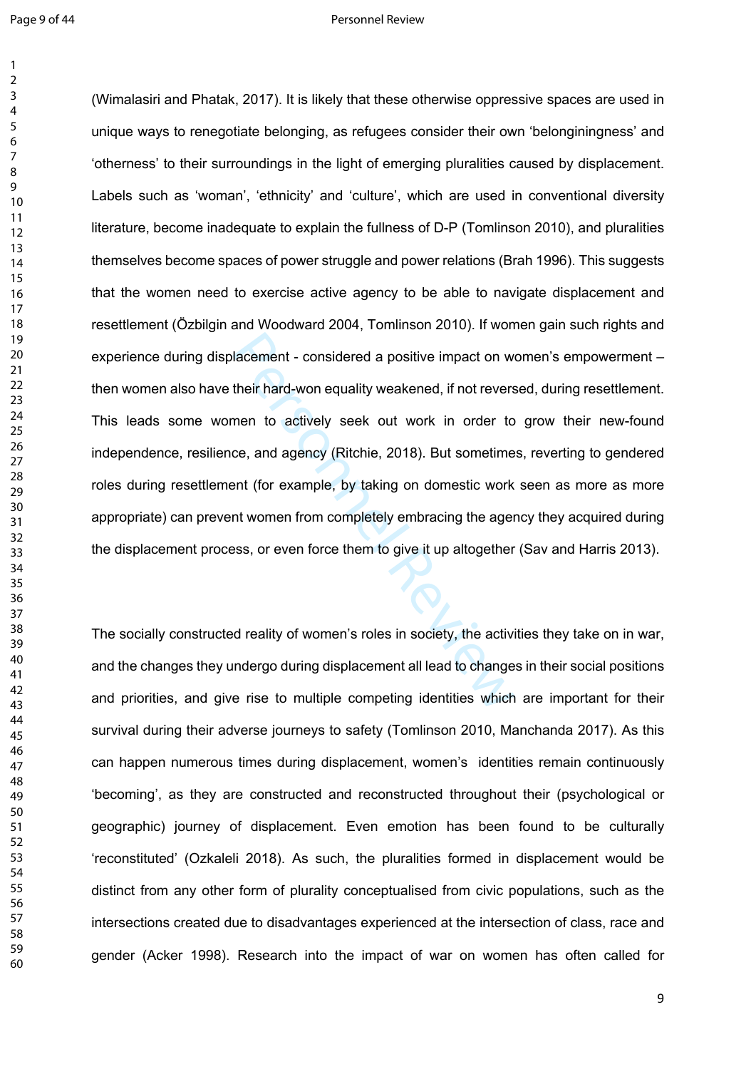(Wimalasiri and Phatak, 2017). It is likely that these otherwise oppressive spaces are used in unique ways to renegotiate belonging, as refugees consider their own 'belonginingness' and 'otherness' to their surroundings in the light of emerging pluralities caused by displacement. Labels such as 'woman', 'ethnicity' and 'culture', which are used in conventional diversity literature, become inadequate to explain the fullness of D-P (Tomlinson 2010), and pluralities themselves become spaces of power struggle and power relations (Brah 1996). This suggests that the women need to exercise active agency to be able to navigate displacement and resettlement (Özbilgin and Woodward 2004, Tomlinson 2010). If women gain such rights and experience during displacement - considered a positive impact on women's empowerment – then women also have their hard-won equality weakened, if not reversed, during resettlement. This leads some women to actively seek out work in order to grow their new-found independence, resilience, and agency (Ritchie, 2018). But sometimes, reverting to gendered roles during resettlement (for example, by taking on domestic work seen as more as more appropriate) can prevent women from completely embracing the agency they acquired during the displacement process, or even force them to give it up altogether (Sav and Harris 2013).

The socially constructed reality of women's roles in society, the activities they take on in war, and the changes they undergo during displacement all lead to changes in their social positions and priorities, and give rise to multiple competing identities which are important for their survival during their adverse journeys to safety (Tomlinson 2010, Manchanda 2017). As this can happen numerous times during displacement, women's identities remain continuously 'becoming', as they are constructed and reconstructed throughout their (psychological or geographic) journey of displacement. Even emotion has been found to be culturally 'reconstituted' (Ozkaleli 2018). As such, the pluralities formed in displacement would be distinct from any other form of plurality conceptualised from civic populations, such as the intersections created due to disadvantages experienced at the intersection of class, race and gender (Acker 1998). Research into the impact of war on women has often called for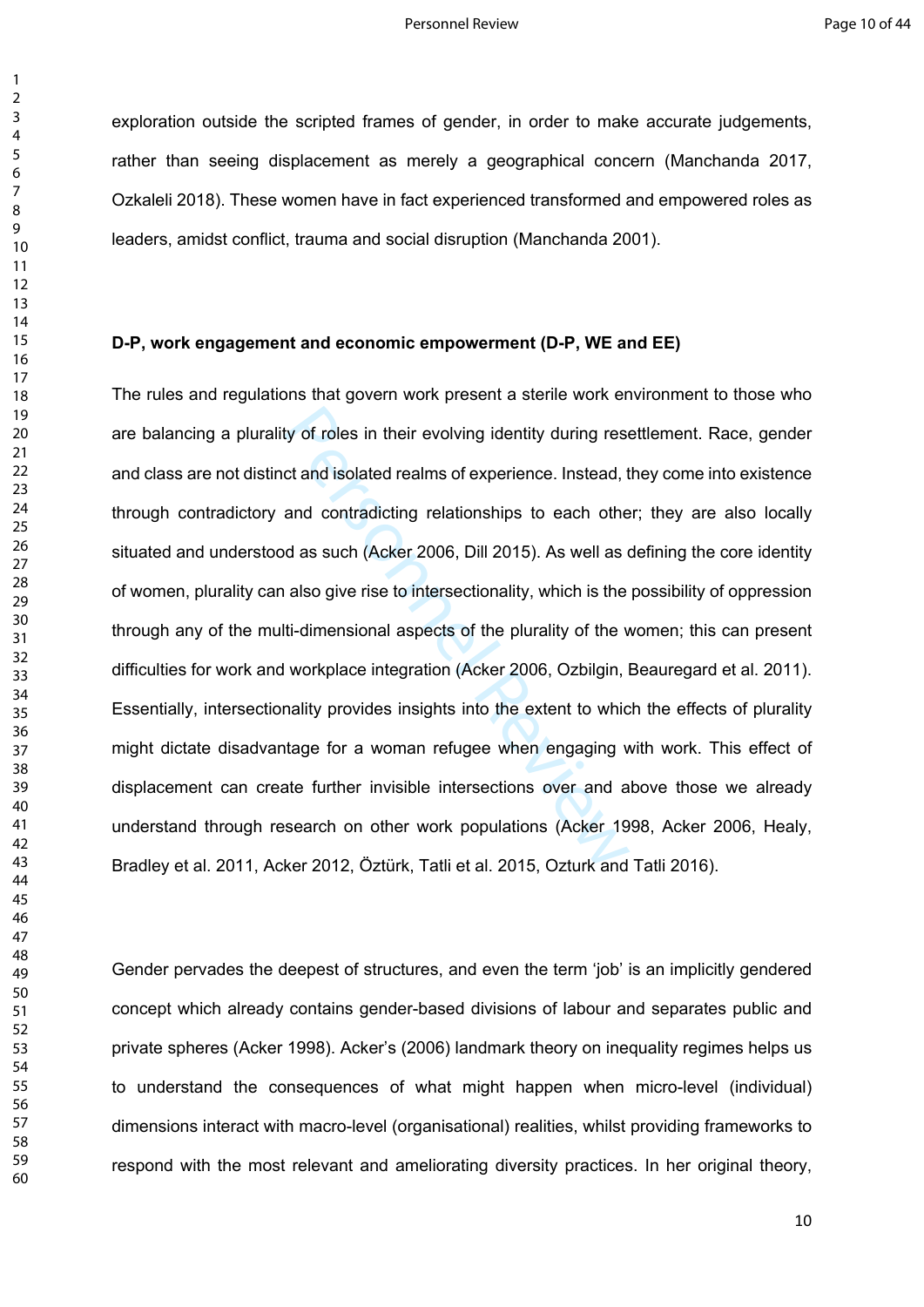exploration outside the scripted frames of gender, in order to make accurate judgements, rather than seeing displacement as merely a geographical concern (Manchanda 2017, Ozkaleli 2018). These women have in fact experienced transformed and empowered roles as leaders, amidst conflict, trauma and social disruption (Manchanda 2001).

**D-P, work engagement and economic empowerment (D-P, WE and EE)**

The rules and regulations that govern work present a sterile work environment to those who are balancing a plurality of roles in their evolving identity during resettlement. Race, gender and class are not distinct and isolated realms of experience. Instead, they come into existence through contradictory and contradicting relationships to each other; they are also locally situated and understood as such (Acker 2006, Dill 2015). As well as defining the core identity of women, plurality can also give rise to intersectionality, which is the possibility of oppression through any of the multi-dimensional aspects of the plurality of the women; this can present difficulties for work and workplace integration (Acker 2006, Ozbilgin, Beauregard et al. 2011). Essentially, intersectionality provides insights into the extent to which the effects of plurality might dictate disadvantage for a woman refugee when engaging with work. This effect of displacement can create further invisible intersections over and above those we already understand through research on other work populations (Acker 1998, Acker 2006, Healy, Bradley et al. 2011, Acker 2012, Öztürk, Tatli et al. 2015, Ozturk and Tatli 2016).

Gender pervades the deepest of structures, and even the term 'job' is an implicitly gendered concept which already contains gender-based divisions of labour and separates public and private spheres (Acker 1998). Acker's (2006) landmark theory on inequality regimes helps us to understand the consequences of what might happen when micro-level (individual) dimensions interact with macro-level (organisational) realities, whilst providing frameworks to respond with the most relevant and ameliorating diversity practices. In her original theory,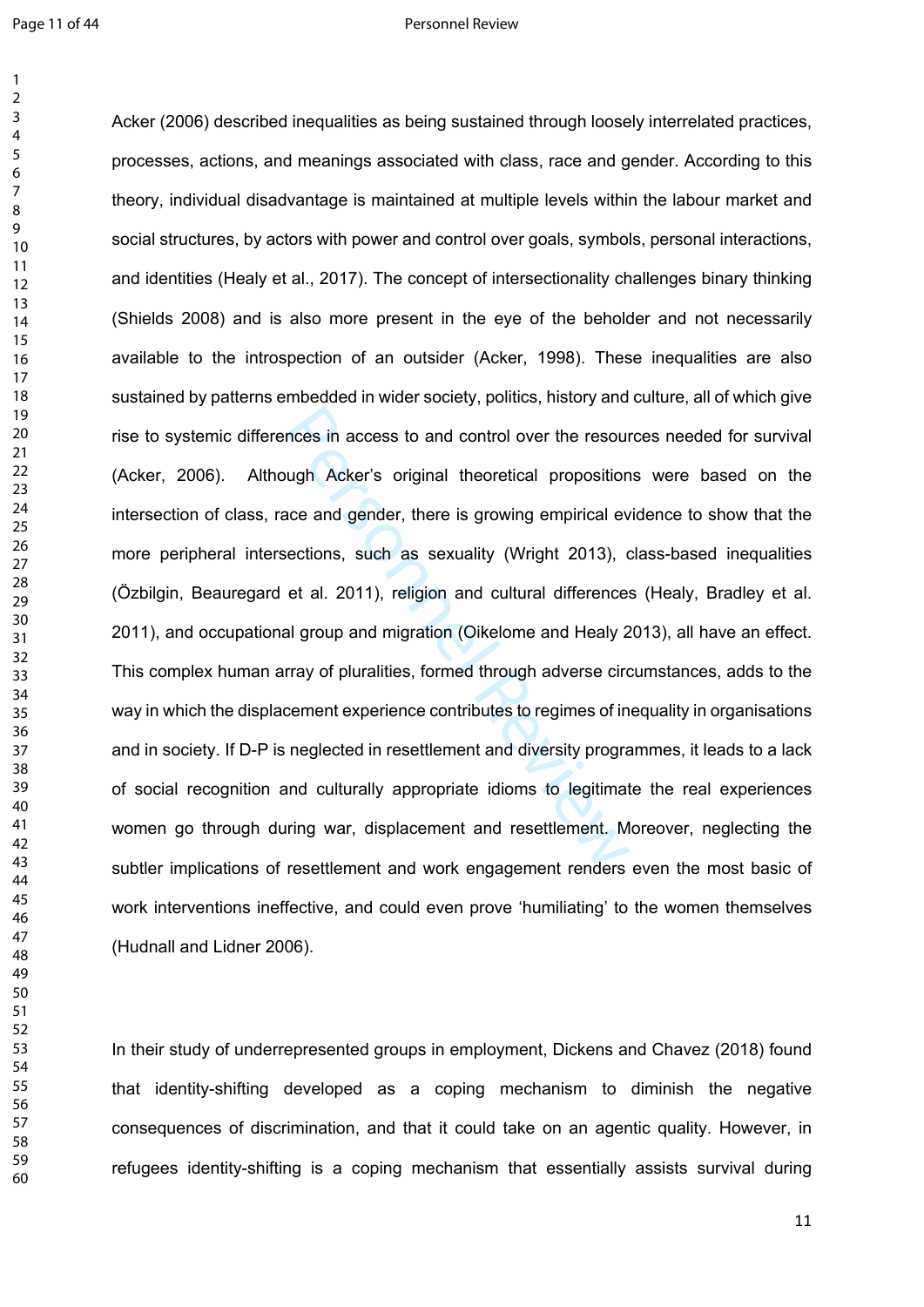Acker (2006) described inequalities as being sustained through loosely interrelated practices, processes, actions, and meanings associated with class, race and gender. According to this theory, individual disadvantage is maintained at multiple levels within the labour market and social structures, by actors with power and control over goals, symbols, personal interactions, and identities (Healy et al., 2017). The concept of intersectionality challenges binary thinking (Shields 2008) and is also more present in the eye of the beholder and not necessarily available to the introspection of an outsider (Acker, 1998). These inequalities are also sustained by patterns embedded in wider society, politics, history and culture, all of which give rise to systemic differences in access to and control over the resources needed for survival (Acker, 2006). Although Acker's original theoretical propositions were based on the intersection of class, race and gender, there is growing empirical evidence to show that the more peripheral intersections, such as sexuality (Wright 2013), class-based inequalities (Özbilgin, Beauregard et al. 2011), religion and cultural differences (Healy, Bradley et al. 2011), and occupational group and migration (Oikelome and Healy 2013), all have an effect. This complex human array of pluralities, formed through adverse circumstances, adds to the way in which the displacement experience contributes to regimes of inequality in organisations and in society. If D-P is neglected in resettlement and diversity programmes, it leads to a lack of social recognition and culturally appropriate idioms to legitimate the real experiences women go through during war, displacement and resettlement. Moreover, neglecting the subtler implications of resettlement and work engagement renders even the most basic of work interventions ineffective, and could even prove 'humiliating' to the women themselves (Hudnall and Lidner 2006).

In their study of underrepresented groups in employment, Dickens and Chavez (2018) found that identity-shifting developed as a coping mechanism to diminish the negative consequences of discrimination, and that it could take on an agentic quality. However, in refugees identity-shifting is a coping mechanism that essentially assists survival during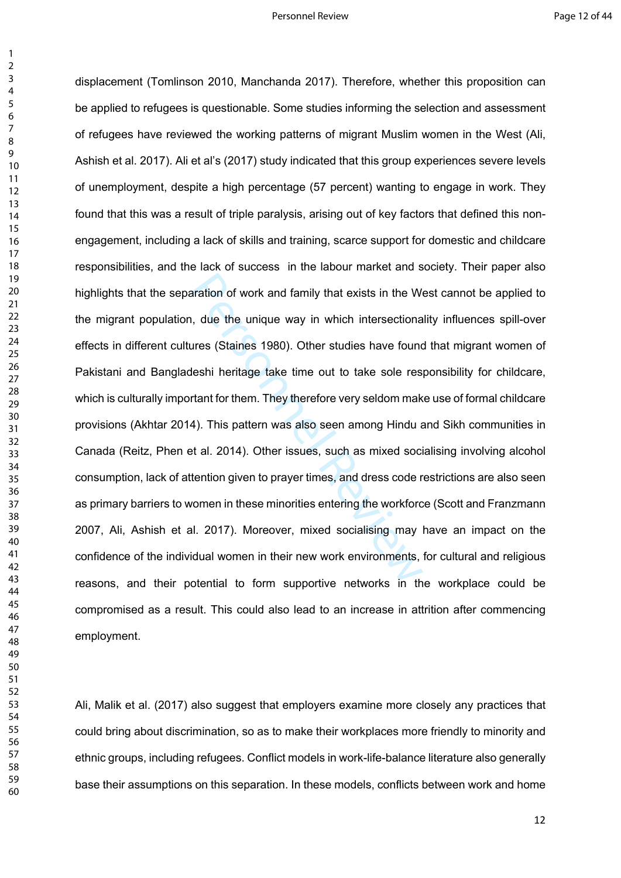displacement (Tomlinson 2010, Manchanda 2017). Therefore, whether this proposition can be applied to refugees is questionable. Some studies informing the selection and assessment of refugees have reviewed the working patterns of migrant Muslim women in the West (Ali, Ashish et al. 2017). Ali et al's (2017) study indicated that this group experiences severe levels of unemployment, despite a high percentage (57 percent) wanting to engage in work. They found that this was a result of triple paralysis, arising out of key factors that defined this non-engagement, including a lack of skills and training, scarce support for domestic and childcare responsibilities, and the lack of success  in the labour market and society. Their paper also highlights that the separation of work and family that exists in the West cannot be applied to the migrant population, due the unique way in which intersectionality influences spill-over effects in different cultures (Staines 1980). Other studies have found that migrant women of Pakistani and Bangladeshi heritage take time out to take sole responsibility for childcare, which is culturally important for them. They therefore very seldom make use of formal childcare provisions (Akhtar 2014). This pattern was also seen among Hindu and Sikh communities in Canada (Reitz, Phen et al. 2014). Other issues, such as mixed socialising involving alcohol consumption, lack of attention given to prayer times, and dress code restrictions are also seen as primary barriers to women in these minorities entering the workforce (Scott and Franzmann 2007, Ali, Ashish et al. 2017). Moreover, mixed socialising may have an impact on the confidence of the individual women in their new work environments, for cultural and religious reasons, and their potential to form supportive networks in the workplace could be compromised as a result. This could also lead to an increase in attrition after commencing employment.

Ali, Malik et al. (2017) also suggest that employers examine more closely any practices that could bring about discrimination, so as to make their workplaces more friendly to minority and ethnic groups, including refugees. Conflict models in work-life-balance literature also generally base their assumptions on this separation. In these models, conflicts between work and home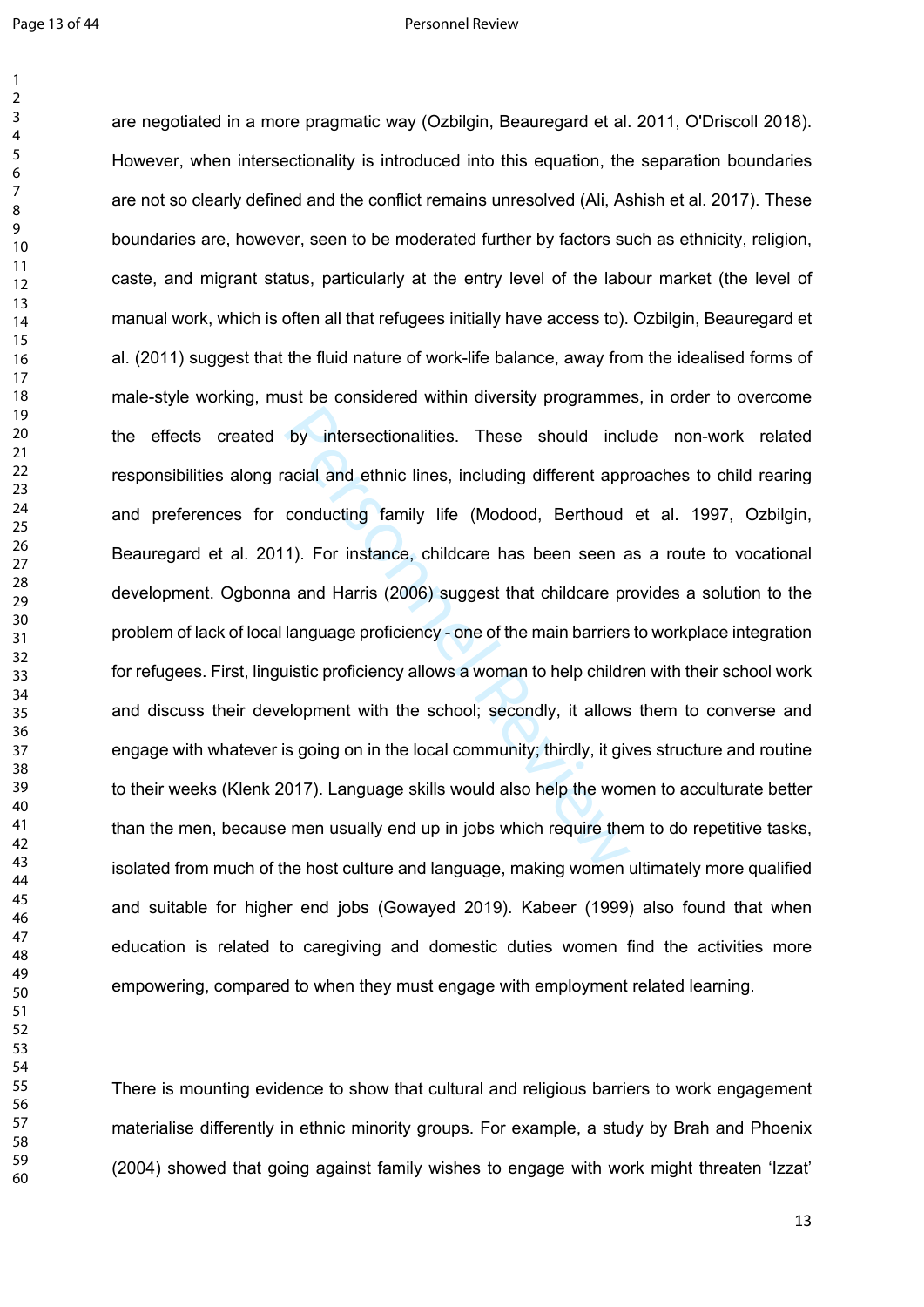are negotiated in a more pragmatic way (Ozbilgin, Beauregard et al. 2011, O'Driscoll 2018). However, when intersectionality is introduced into this equation, the separation boundaries are not so clearly defined and the conflict remains unresolved (Ali, Ashish et al. 2017). These boundaries are, however, seen to be moderated further by factors such as ethnicity, religion, caste, and migrant status, particularly at the entry level of the labour market (the level of manual work, which is often all that refugees initially have access to). Ozbilgin, Beauregard et al. (2011) suggest that the fluid nature of work-life balance, away from the idealised forms of male-style working, must be considered within diversity programmes, in order to overcome the effects created by intersectionalities. These should include non-work related responsibilities along racial and ethnic lines, including different approaches to child rearing and preferences for conducting family life (Modood, Berthoud et al. 1997, Ozbilgin, Beauregard et al. 2011). For instance, childcare has been seen as a route to vocational development. Ogbonna and Harris (2006) suggest that childcare provides a solution to the problem of lack of local language proficiency - one of the main barriers to workplace integration for refugees. First, linguistic proficiency allows a woman to help children with their school work and discuss their development with the school; secondly, it allows them to converse and engage with whatever is going on in the local community; thirdly, it gives structure and routine to their weeks (Klenk 2017). Language skills would also help the women to acculturate better than the men, because men usually end up in jobs which require them to do repetitive tasks, isolated from much of the host culture and language, making women ultimately more qualified and suitable for higher end jobs (Gowayed 2019). Kabeer (1999) also found that when education is related to caregiving and domestic duties women find the activities more empowering, compared to when they must engage with employment related learning.

There is mounting evidence to show that cultural and religious barriers to work engagement materialise differently in ethnic minority groups. For example, a study by Brah and Phoenix (2004) showed that going against family wishes to engage with work might threaten 'Izzat'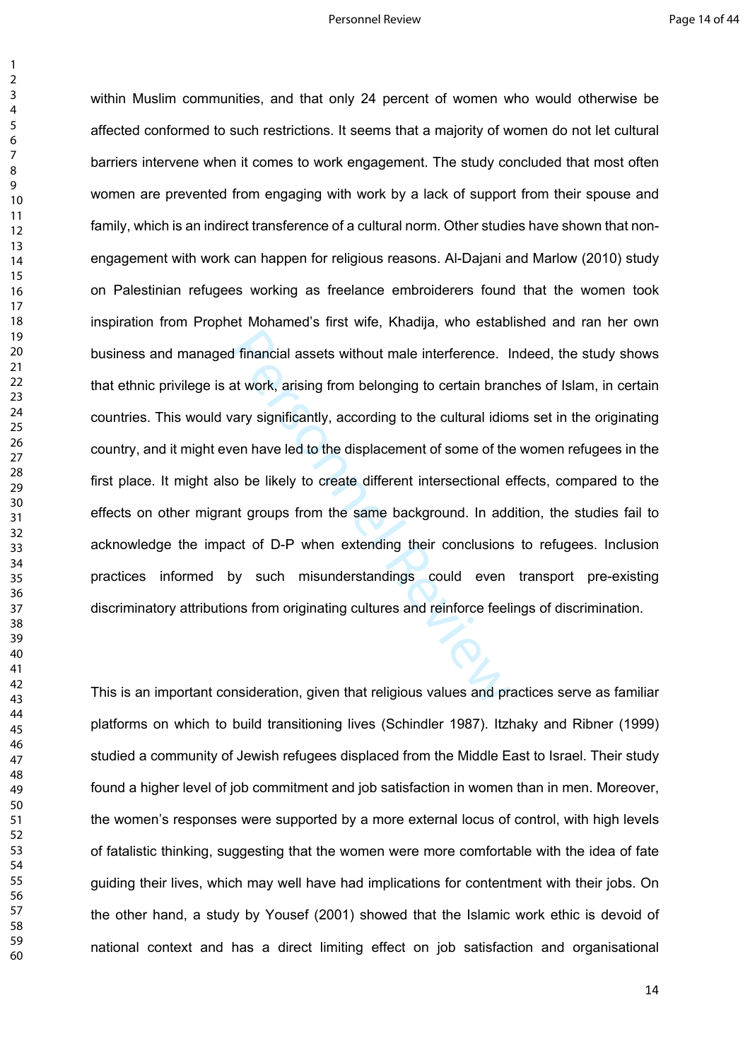within Muslim communities, and that only 24 percent of women who would otherwise be affected conformed to such restrictions. It seems that a majority of women do not let cultural barriers intervene when it comes to work engagement. The study concluded that most often women are prevented from engaging with work by a lack of support from their spouse and family, which is an indirect transference of a cultural norm. Other studies have shown that non-engagement with work can happen for religious reasons. Al-Dajani and Marlow (2010) study on Palestinian refugees working as freelance embroiderers found that the women took inspiration from Prophet Mohamed's first wife, Khadija, who established and ran her own business and managed financial assets without male interference. Indeed, the study shows that ethnic privilege is at work, arising from belonging to certain branches of Islam, in certain countries. This would vary significantly, according to the cultural idioms set in the originating country, and it might even have led to the displacement of some of the women refugees in the first place. It might also be likely to create different intersectional effects, compared to the effects on other migrant groups from the same background. In addition, the studies fail to acknowledge the impact of D-P when extending their conclusions to refugees. Inclusion practices informed by such misunderstandings could even transport pre-existing discriminatory attributions from originating cultures and reinforce feelings of discrimination.

This is an important consideration, given that religious values and practices serve as familiar platforms on which to build transitioning lives (Schindler 1987). Itzhaky and Ribner (1999) studied a community of Jewish refugees displaced from the Middle East to Israel. Their study found a higher level of job commitment and job satisfaction in women than in men. Moreover, the women's responses were supported by a more external locus of control, with high levels of fatalistic thinking, suggesting that the women were more comfortable with the idea of fate guiding their lives, which may well have had implications for contentment with their jobs. On the other hand, a study by Yousef (2001) showed that the Islamic work ethic is devoid of national context and has a direct limiting effect on job satisfaction and organisational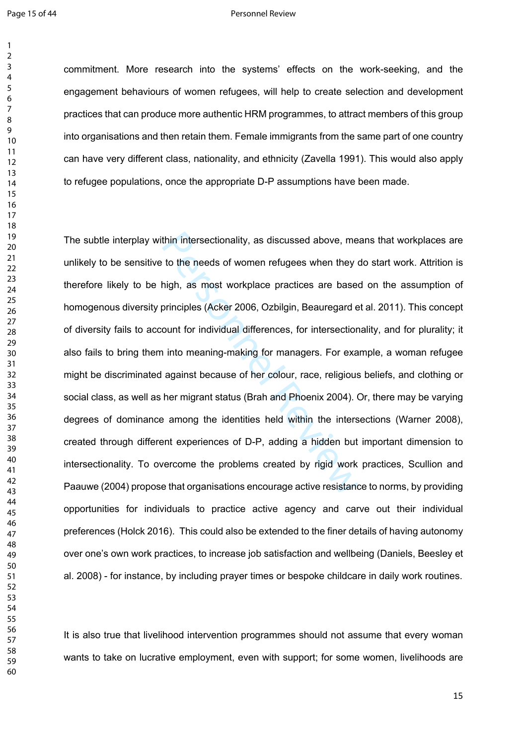commitment. More research into the systems' effects on the work-seeking, and the engagement behaviours of women refugees, will help to create selection and development practices that can produce more authentic HRM programmes, to attract members of this group into organisations and then retain them. Female immigrants from the same part of one country can have very different class, nationality, and ethnicity (Zavella 1991). This would also apply to refugee populations, once the appropriate D-P assumptions have been made.

The subtle interplay within intersectionality, as discussed above, means that workplaces are unlikely to be sensitive to the needs of women refugees when they do start work. Attrition is therefore likely to be high, as most workplace practices are based on the assumption of homogenous diversity principles (Acker 2006, Ozbilgin, Beauregard et al. 2011). This concept of diversity fails to account for individual differences, for intersectionality, and for plurality; it also fails to bring them into meaning-making for managers. For example, a woman refugee might be discriminated against because of her colour, race, religious beliefs, and clothing or social class, as well as her migrant status (Brah and Phoenix 2004). Or, there may be varying degrees of dominance among the identities held within the intersections (Warner 2008), created through different experiences of D-P, adding a hidden but important dimension to intersectionality. To overcome the problems created by rigid work practices, Scullion and Paauwe (2004) propose that organisations encourage active resistance to norms, by providing opportunities for individuals to practice active agency and carve out their individual preferences (Holck 2016). This could also be extended to the finer details of having autonomy over one's own work practices, to increase job satisfaction and wellbeing (Daniels, Beesley et al. 2008) - for instance, by including prayer times or bespoke childcare in daily work routines.

It is also true that livelihood intervention programmes should not assume that every woman wants to take on lucrative employment, even with support; for some women, livelihoods are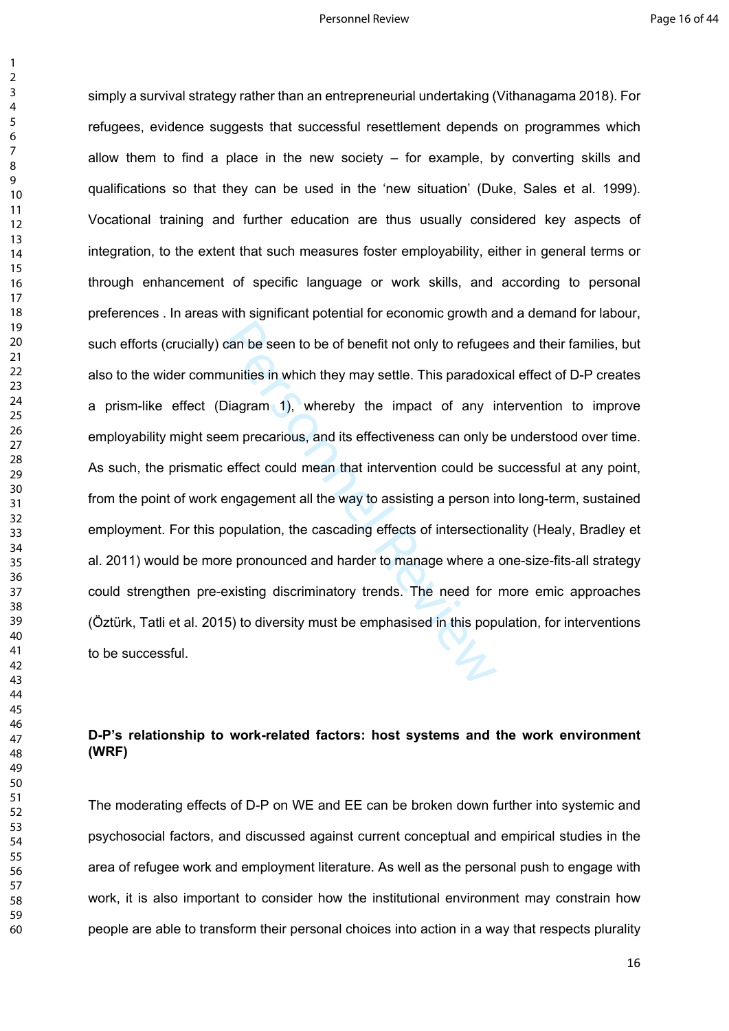simply a survival strategy rather than an entrepreneurial undertaking (Vithanagama 2018). For refugees, evidence suggests that successful resettlement depends on programmes which allow them to find a place in the new society – for example, by converting skills and qualifications so that they can be used in the 'new situation' (Duke, Sales et al. 1999). Vocational training and further education are thus usually considered key aspects of integration, to the extent that such measures foster employability, either in general terms or through enhancement of specific language or work skills, and according to personal preferences . In areas with significant potential for economic growth and a demand for labour, such efforts (crucially) can be seen to be of benefit not only to refugees and their families, but also to the wider communities in which they may settle. This paradoxical effect of D-P creates a prism-like effect (Diagram 1), whereby the impact of any intervention to improve employability might seem precarious, and its effectiveness can only be understood over time. As such, the prismatic effect could mean that intervention could be successful at any point, from the point of work engagement all the way to assisting a person into long-term, sustained employment. For this population, the cascading effects of intersectionality (Healy, Bradley et al. 2011) would be more pronounced and harder to manage where a one-size-fits-all strategy could strengthen pre-existing discriminatory trends. The need for more emic approaches (Öztürk, Tatli et al. 2015) to diversity must be emphasised in this population, for interventions to be successful.

**D-P's relationship to work-related factors: host systems and the work environment (WRF)**

The moderating effects of D-P on WE and EE can be broken down further into systemic and psychosocial factors, and discussed against current conceptual and empirical studies in the area of refugee work and employment literature. As well as the personal push to engage with work, it is also important to consider how the institutional environment may constrain how people are able to transform their personal choices into action in a way that respects plurality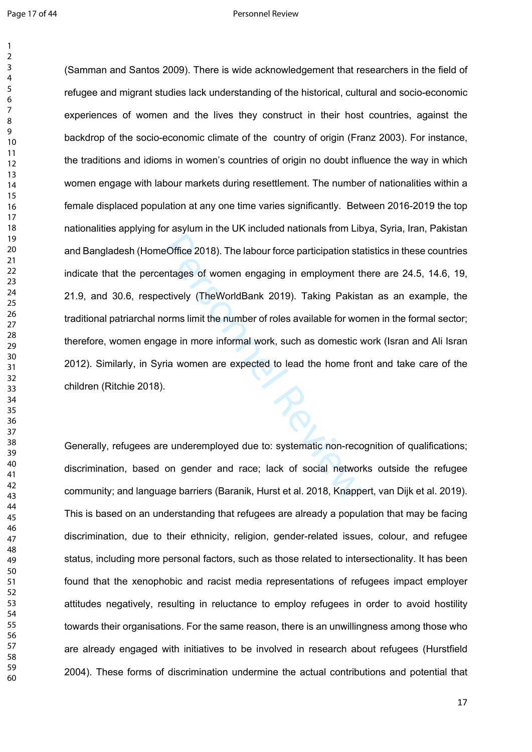(Samman and Santos 2009). There is wide acknowledgement that researchers in the field of refugee and migrant studies lack understanding of the historical, cultural and socio-economic experiences of women and the lives they construct in their host countries, against the backdrop of the socio-economic climate of the country of origin (Franz 2003). For instance, the traditions and idioms in women's countries of origin no doubt influence the way in which women engage with labour markets during resettlement. The number of nationalities within a female displaced population at any one time varies significantly. Between 2016-2019 the top nationalities applying for asylum in the UK included nationals from Libya, Syria, Iran, Pakistan and Bangladesh (HomeOffice 2018). The labour force participation statistics in these countries indicate that the percentages of women engaging in employment there are 24.5, 14.6, 19, 21.9, and 30.6, respectively (TheWorldBank 2019). Taking Pakistan as an example, the traditional patriarchal norms limit the number of roles available for women in the formal sector; therefore, women engage in more informal work, such as domestic work (Isran and Ali Isran 2012). Similarly, in Syria women are expected to lead the home front and take care of the children (Ritchie 2018).

Generally, refugees are underemployed due to: systematic non-recognition of qualifications; discrimination, based on gender and race; lack of social networks outside the refugee community; and language barriers (Baranik, Hurst et al. 2018, Knappert, van Dijk et al. 2019). This is based on an understanding that refugees are already a population that may be facing discrimination, due to their ethnicity, religion, gender-related issues, colour, and refugee status, including more personal factors, such as those related to intersectionality. It has been found that the xenophobic and racist media representations of refugees impact employer attitudes negatively, resulting in reluctance to employ refugees in order to avoid hostility towards their organisations. For the same reason, there is an unwillingness among those who are already engaged with initiatives to be involved in research about refugees (Hurstfield 2004). These forms of discrimination undermine the actual contributions and potential that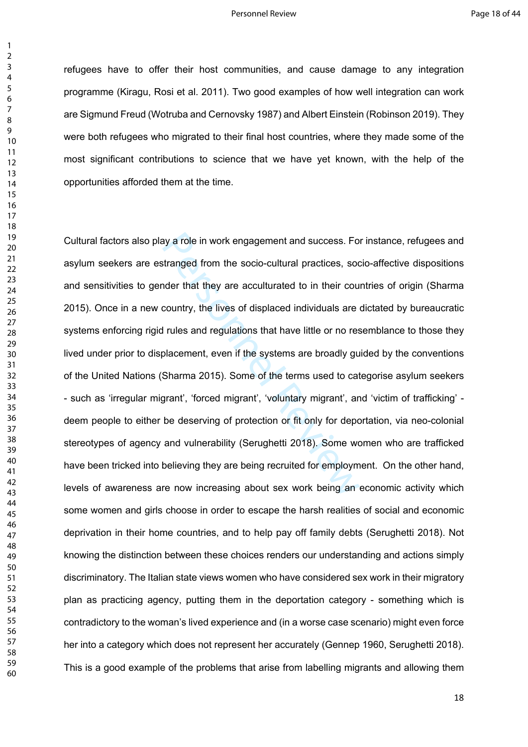refugees have to offer their host communities, and cause damage to any integration programme (Kiragu, Rosi et al. 2011). Two good examples of how well integration can work are Sigmund Freud (Wotruba and Cernovsky 1987) and Albert Einstein (Robinson 2019). They were both refugees who migrated to their final host countries, where they made some of the most significant contributions to science that we have yet known, with the help of the opportunities afforded them at the time.

Cultural factors also play a role in work engagement and success. For instance, refugees and asylum seekers are estranged from the socio-cultural practices, socio-affective dispositions and sensitivities to gender that they are acculturated to in their countries of origin (Sharma 2015). Once in a new country, the lives of displaced individuals are dictated by bureaucratic systems enforcing rigid rules and regulations that have little or no resemblance to those they lived under prior to displacement, even if the systems are broadly guided by the conventions of the United Nations (Sharma 2015). Some of the terms used to categorise asylum seekers - such as 'irregular migrant', 'forced migrant', 'voluntary migrant', and 'victim of trafficking' - deem people to either be deserving of protection or fit only for deportation, via neo-colonial stereotypes of agency and vulnerability (Serughetti 2018). Some women who are trafficked have been tricked into believing they are being recruited for employment. On the other hand, levels of awareness are now increasing about sex work being an economic activity which some women and girls choose in order to escape the harsh realities of social and economic deprivation in their home countries, and to help pay off family debts (Serughetti 2018). Not knowing the distinction between these choices renders our understanding and actions simply discriminatory. The Italian state views women who have considered sex work in their migratory plan as practicing agency, putting them in the deportation category - something which is contradictory to the woman's lived experience and (in a worse case scenario) might even force her into a category which does not represent her accurately (Gennep 1960, Serughetti 2018). This is a good example of the problems that arise from labelling migrants and allowing them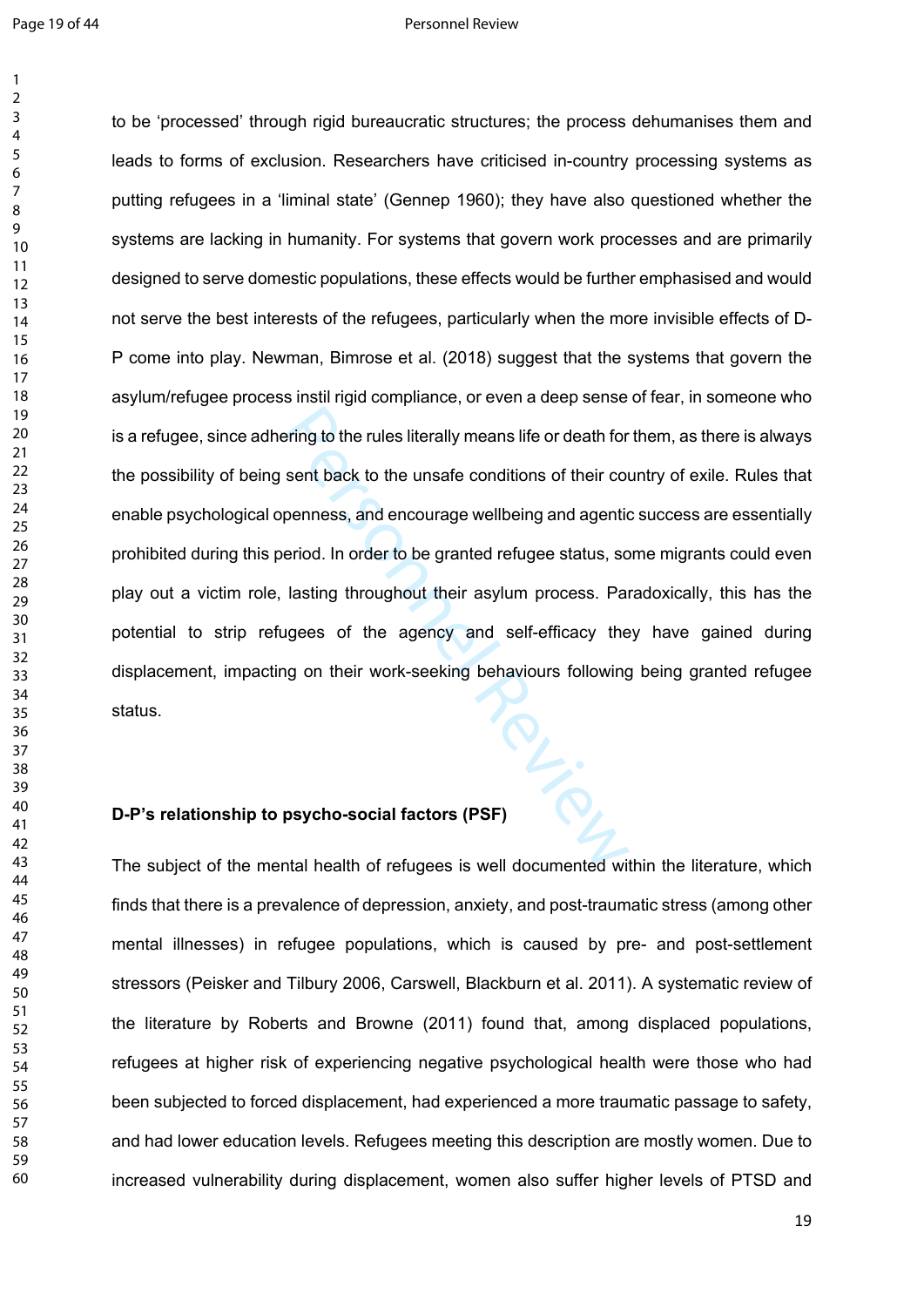to be 'processed' through rigid bureaucratic structures; the process dehumanises them and leads to forms of exclusion. Researchers have criticised in-country processing systems as putting refugees in a 'liminal state' (Gennep 1960); they have also questioned whether the systems are lacking in humanity. For systems that govern work processes and are primarily designed to serve domestic populations, these effects would be further emphasised and would not serve the best interests of the refugees, particularly when the more invisible effects of D-P come into play. Newman, Bimrose et al. (2018) suggest that the systems that govern the asylum/refugee process instil rigid compliance, or even a deep sense of fear, in someone who is a refugee, since adhering to the rules literally means life or death for them, as there is always the possibility of being sent back to the unsafe conditions of their country of exile. Rules that enable psychological openness, and encourage wellbeing and agentic success are essentially prohibited during this period. In order to be granted refugee status, some migrants could even play out a victim role, lasting throughout their asylum process. Paradoxically, this has the potential to strip refugees of the agency and self-efficacy they have gained during displacement, impacting on their work-seeking behaviours following being granted refugee status.

**D-P's relationship to psycho-social factors (PSF)**

The subject of the mental health of refugees is well documented within the literature, which finds that there is a prevalence of depression, anxiety, and post-traumatic stress (among other mental illnesses) in refugee populations, which is caused by pre- and post-settlement stressors (Peisker and Tilbury 2006, Carswell, Blackburn et al. 2011). A systematic review of the literature by Roberts and Browne (2011) found that, among displaced populations, refugees at higher risk of experiencing negative psychological health were those who had been subjected to forced displacement, had experienced a more traumatic passage to safety, and had lower education levels. Refugees meeting this description are mostly women. Due to increased vulnerability during displacement, women also suffer higher levels of PTSD and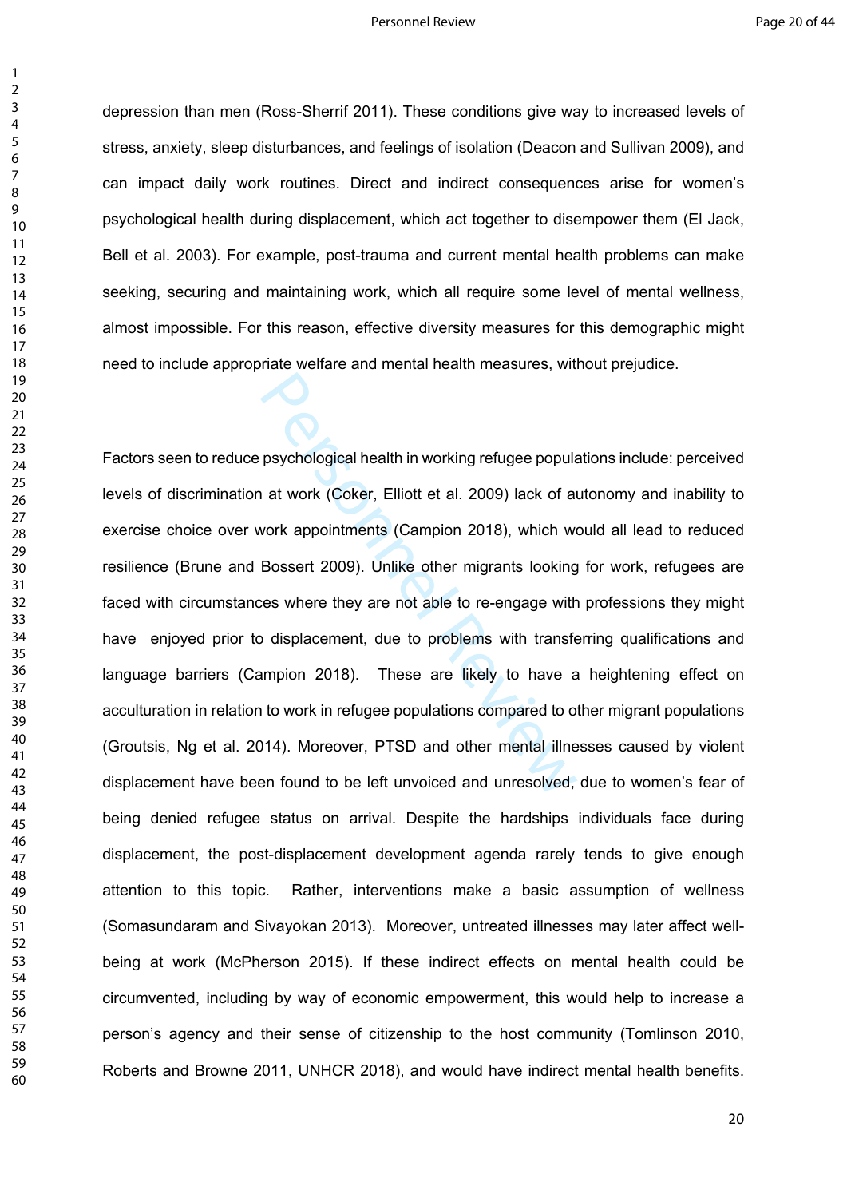depression than men (Ross-Sherrif 2011). These conditions give way to increased levels of stress, anxiety, sleep disturbances, and feelings of isolation (Deacon and Sullivan 2009), and can impact daily work routines. Direct and indirect consequences arise for women's psychological health during displacement, which act together to disempower them (El Jack, Bell et al. 2003). For example, post-trauma and current mental health problems can make seeking, securing and maintaining work, which all require some level of mental wellness, almost impossible. For this reason, effective diversity measures for this demographic might need to include appropriate welfare and mental health measures, without prejudice.

Factors seen to reduce psychological health in working refugee populations include: perceived levels of discrimination at work (Coker, Elliott et al. 2009) lack of autonomy and inability to exercise choice over work appointments (Campion 2018), which would all lead to reduced resilience (Brune and Bossert 2009). Unlike other migrants looking for work, refugees are faced with circumstances where they are not able to re-engage with professions they might have enjoyed prior to displacement, due to problems with transferring qualifications and language barriers (Campion 2018). These are likely to have a heightening effect on acculturation in relation to work in refugee populations compared to other migrant populations (Groutsis, Ng et al. 2014). Moreover, PTSD and other mental illnesses caused by violent displacement have been found to be left unvoiced and unresolved, due to women's fear of being denied refugee status on arrival. Despite the hardships individuals face during displacement, the post-displacement development agenda rarely tends to give enough attention to this topic. Rather, interventions make a basic assumption of wellness (Somasundaram and Sivayokan 2013). Moreover, untreated illnesses may later affect well-being at work (McPherson 2015). If these indirect effects on mental health could be circumvented, including by way of economic empowerment, this would help to increase a person's agency and their sense of citizenship to the host community (Tomlinson 2010, Roberts and Browne 2011, UNHCR 2018), and would have indirect mental health benefits.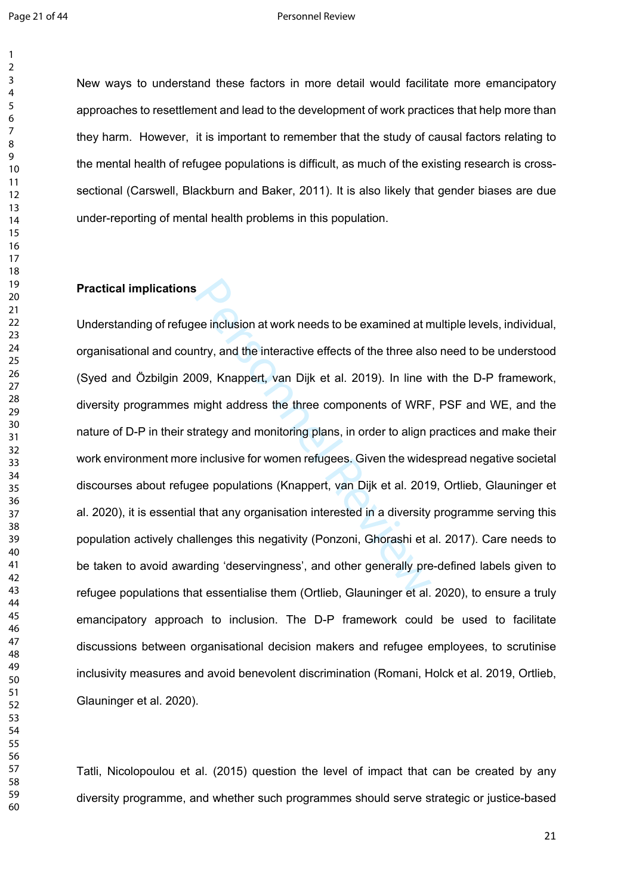New ways to understand these factors in more detail would facilitate more emancipatory approaches to resettlement and lead to the development of work practices that help more than they harm. However, it is important to remember that the study of causal factors relating to the mental health of refugee populations is difficult, as much of the existing research is cross-sectional (Carswell, Blackburn and Baker, 2011). It is also likely that gender biases are due under-reporting of mental health problems in this population.

**Practical implications**

Understanding of refugee inclusion at work needs to be examined at multiple levels, individual, organisational and country, and the interactive effects of the three also need to be understood (Syed and Özbilgin 2009, Knappert, van Dijk et al. 2019). In line with the D-P framework, diversity programmes might address the three components of WRF, PSF and WE, and the nature of D-P in their strategy and monitoring plans, in order to align practices and make their work environment more inclusive for women refugees. Given the widespread negative societal discourses about refugee populations (Knappert, van Dijk et al. 2019, Ortlieb, Glauninger et al. 2020), it is essential that any organisation interested in a diversity programme serving this population actively challenges this negativity (Ponzoni, Ghorashi et al. 2017). Care needs to be taken to avoid awarding 'deservingness', and other generally pre-defined labels given to refugee populations that essentialise them (Ortlieb, Glauninger et al. 2020), to ensure a truly emancipatory approach to inclusion. The D-P framework could be used to facilitate discussions between organisational decision makers and refugee employees, to scrutinise inclusivity measures and avoid benevolent discrimination (Romani, Holck et al. 2019, Ortlieb, Glauninger et al. 2020).

Tatli, Nicolopoulou et al. (2015) question the level of impact that can be created by any diversity programme, and whether such programmes should serve strategic or justice-based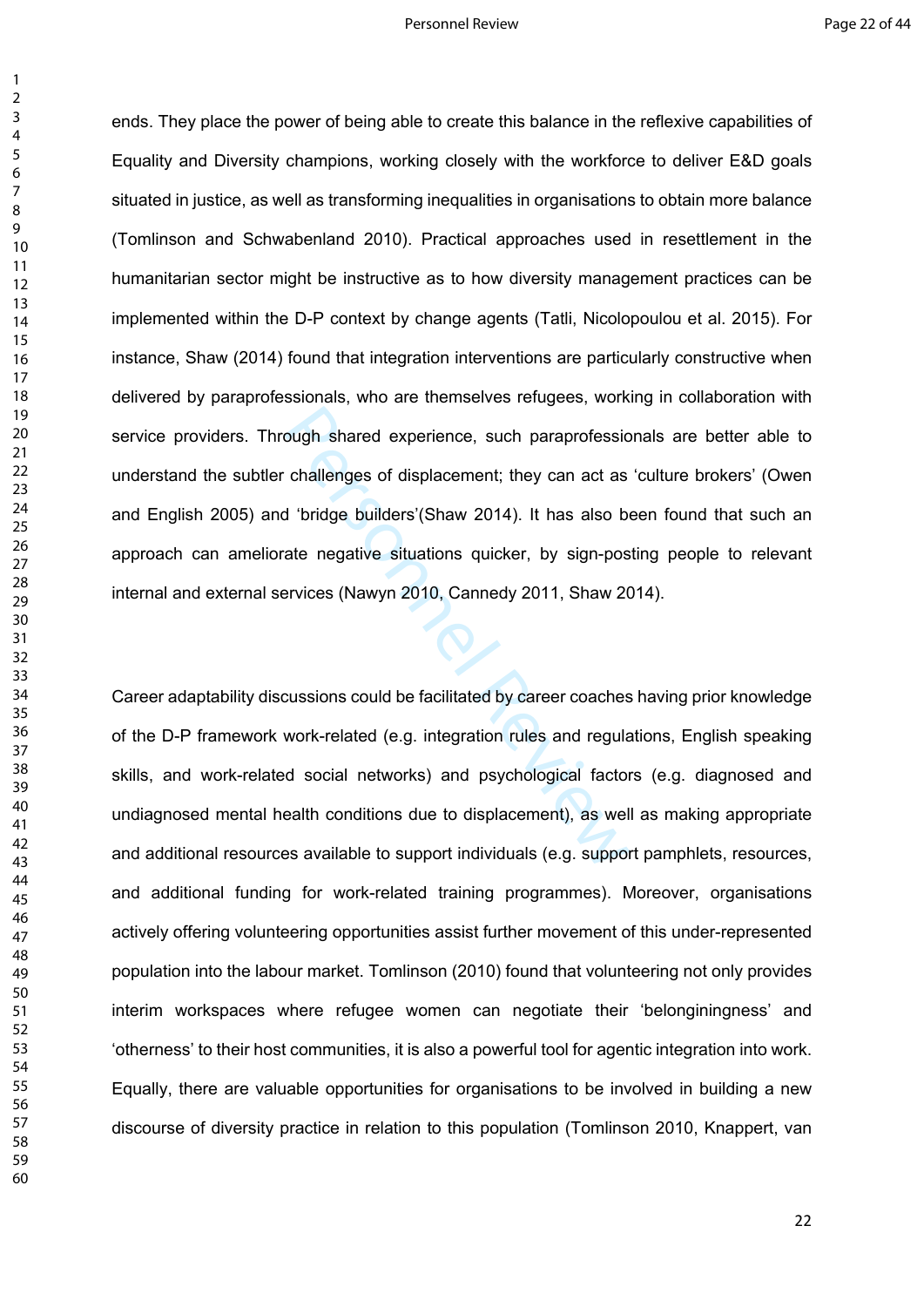ends. They place the power of being able to create this balance in the reflexive capabilities of Equality and Diversity champions, working closely with the workforce to deliver E&D goals situated in justice, as well as transforming inequalities in organisations to obtain more balance (Tomlinson and Schwabenland 2010). Practical approaches used in resettlement in the humanitarian sector might be instructive as to how diversity management practices can be implemented within the D-P context by change agents (Tatli, Nicolopoulou et al. 2015). For instance, Shaw (2014) found that integration interventions are particularly constructive when delivered by paraprofessionals, who are themselves refugees, working in collaboration with service providers. Through shared experience, such paraprofessionals are better able to understand the subtler challenges of displacement; they can act as 'culture brokers' (Owen and English 2005) and 'bridge builders'(Shaw 2014). It has also been found that such an approach can ameliorate negative situations quicker, by sign-posting people to relevant internal and external services (Nawyn 2010, Cannedy 2011, Shaw 2014).

Career adaptability discussions could be facilitated by career coaches having prior knowledge of the D-P framework work-related (e.g. integration rules and regulations, English speaking skills, and work-related social networks) and psychological factors (e.g. diagnosed and undiagnosed mental health conditions due to displacement), as well as making appropriate and additional resources available to support individuals (e.g. support pamphlets, resources, and additional funding for work-related training programmes). Moreover, organisations actively offering volunteering opportunities assist further movement of this under-represented population into the labour market. Tomlinson (2010) found that volunteering not only provides interim workspaces where refugee women can negotiate their 'belonginingness' and 'otherness' to their host communities, it is also a powerful tool for agentic integration into work. Equally, there are valuable opportunities for organisations to be involved in building a new discourse of diversity practice in relation to this population (Tomlinson 2010, Knappert, van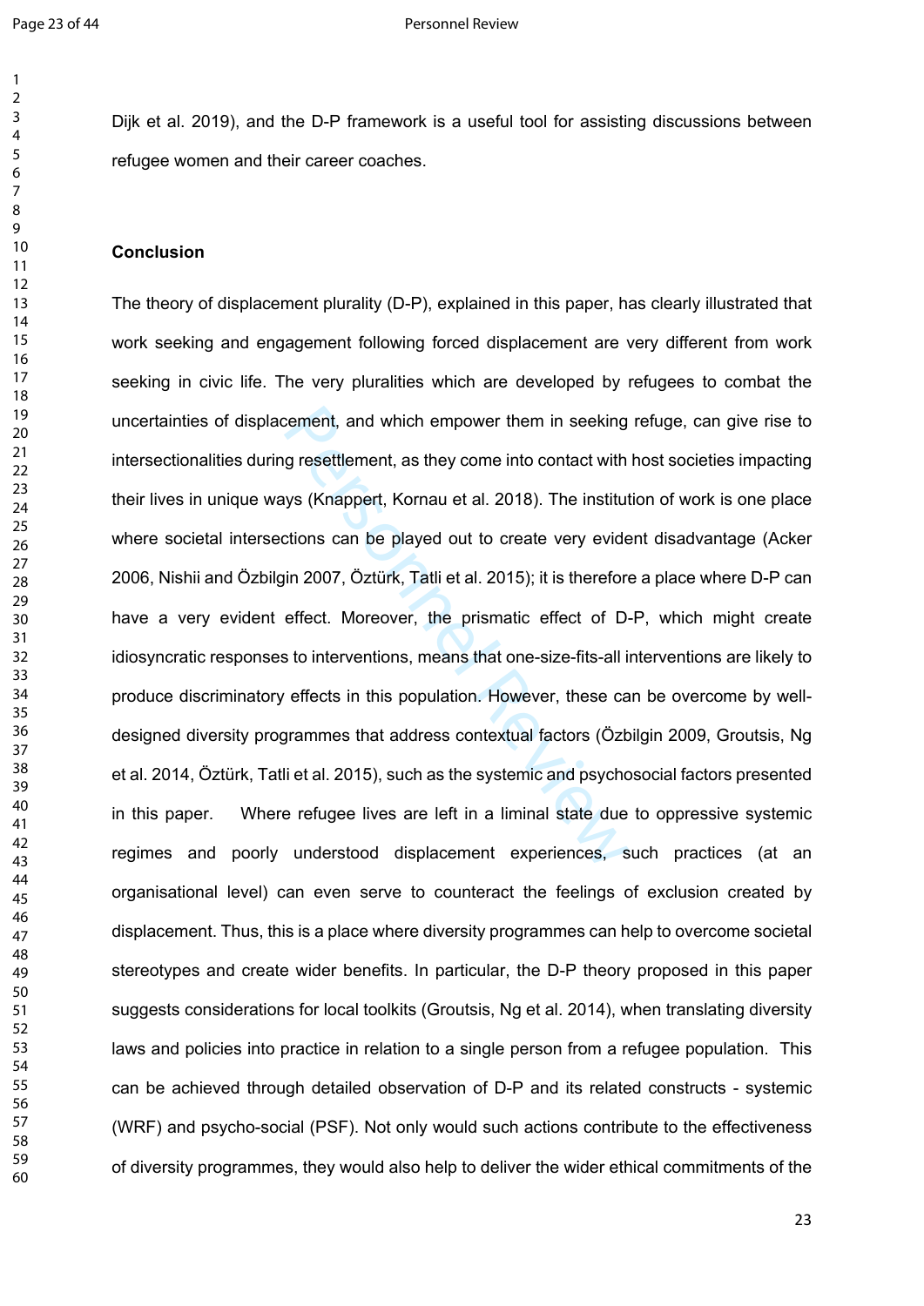Dijk et al. 2019), and the D-P framework is a useful tool for assisting discussions between refugee women and their career coaches.

## Conclusion

The theory of displacement plurality (D-P), explained in this paper, has clearly illustrated that work seeking and engagement following forced displacement are very different from work seeking in civic life. The very pluralities which are developed by refugees to combat the uncertainties of displacement, and which empower them in seeking refuge, can give rise to intersectionalities during resettlement, as they come into contact with host societies impacting their lives in unique ways (Knappert, Kornau et al. 2018). The institution of work is one place where societal intersections can be played out to create very evident disadvantage (Acker 2006, Nishii and Özbilgin 2007, Öztürk, Tatli et al. 2015); it is therefore a place where D-P can have a very evident effect. Moreover, the prismatic effect of D-P, which might create idiosyncratic responses to interventions, means that one-size-fits-all interventions are likely to produce discriminatory effects in this population. However, these can be overcome by well-designed diversity programmes that address contextual factors (Özbilgin 2009, Groutsis, Ng et al. 2014, Öztürk, Tatli et al. 2015), such as the systemic and psychosocial factors presented in this paper. Where refugee lives are left in a liminal state due to oppressive systemic regimes and poorly understood displacement experiences, such practices (at an organisational level) can even serve to counteract the feelings of exclusion created by displacement. Thus, this is a place where diversity programmes can help to overcome societal stereotypes and create wider benefits. In particular, the D-P theory proposed in this paper suggests considerations for local toolkits (Groutsis, Ng et al. 2014), when translating diversity laws and policies into practice in relation to a single person from a refugee population. This can be achieved through detailed observation of D-P and its related constructs - systemic (WRF) and psycho-social (PSF). Not only would such actions contribute to the effectiveness of diversity programmes, they would also help to deliver the wider ethical commitments of the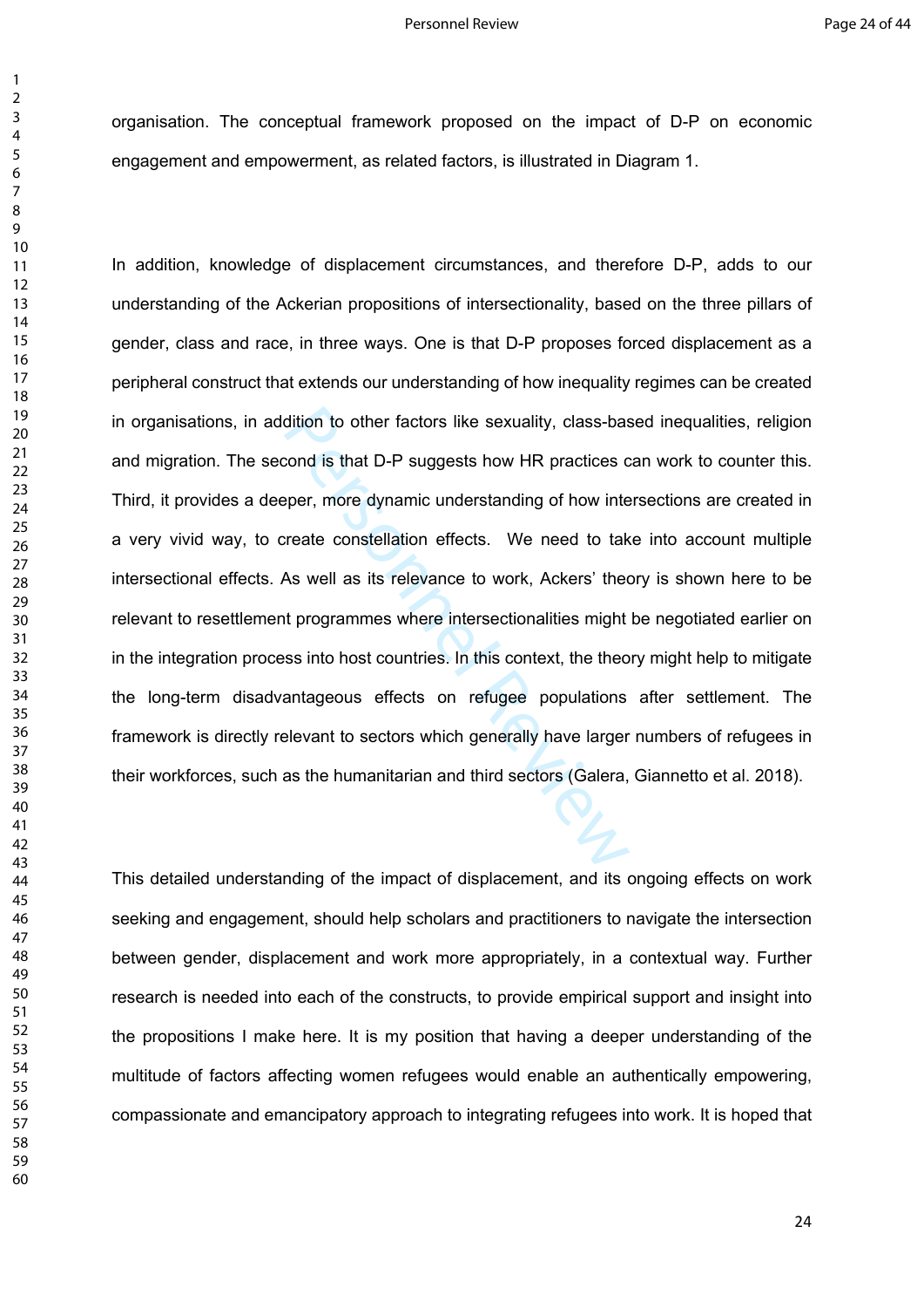organisation. The conceptual framework proposed on the impact of D-P on economic engagement and empowerment, as related factors, is illustrated in Diagram 1.

In addition, knowledge of displacement circumstances, and therefore D-P, adds to our understanding of the Ackerian propositions of intersectionality, based on the three pillars of gender, class and race, in three ways. One is that D-P proposes forced displacement as a peripheral construct that extends our understanding of how inequality regimes can be created in organisations, in addition to other factors like sexuality, class-based inequalities, religion and migration. The second is that D-P suggests how HR practices can work to counter this. Third, it provides a deeper, more dynamic understanding of how intersections are created in a very vivid way, to create constellation effects.  We need to take into account multiple intersectional effects. As well as its relevance to work, Ackers' theory is shown here to be relevant to resettlement programmes where intersectionalities might be negotiated earlier on in the integration process into host countries. In this context, the theory might help to mitigate the long-term disadvantageous effects on refugee populations after settlement. The framework is directly relevant to sectors which generally have larger numbers of refugees in their workforces, such as the humanitarian and third sectors (Galera, Giannetto et al. 2018).

This detailed understanding of the impact of displacement, and its ongoing effects on work seeking and engagement, should help scholars and practitioners to navigate the intersection between gender, displacement and work more appropriately, in a contextual way. Further research is needed into each of the constructs, to provide empirical support and insight into the propositions I make here. It is my position that having a deeper understanding of the multitude of factors affecting women refugees would enable an authentically empowering, compassionate and emancipatory approach to integrating refugees into work. It is hoped that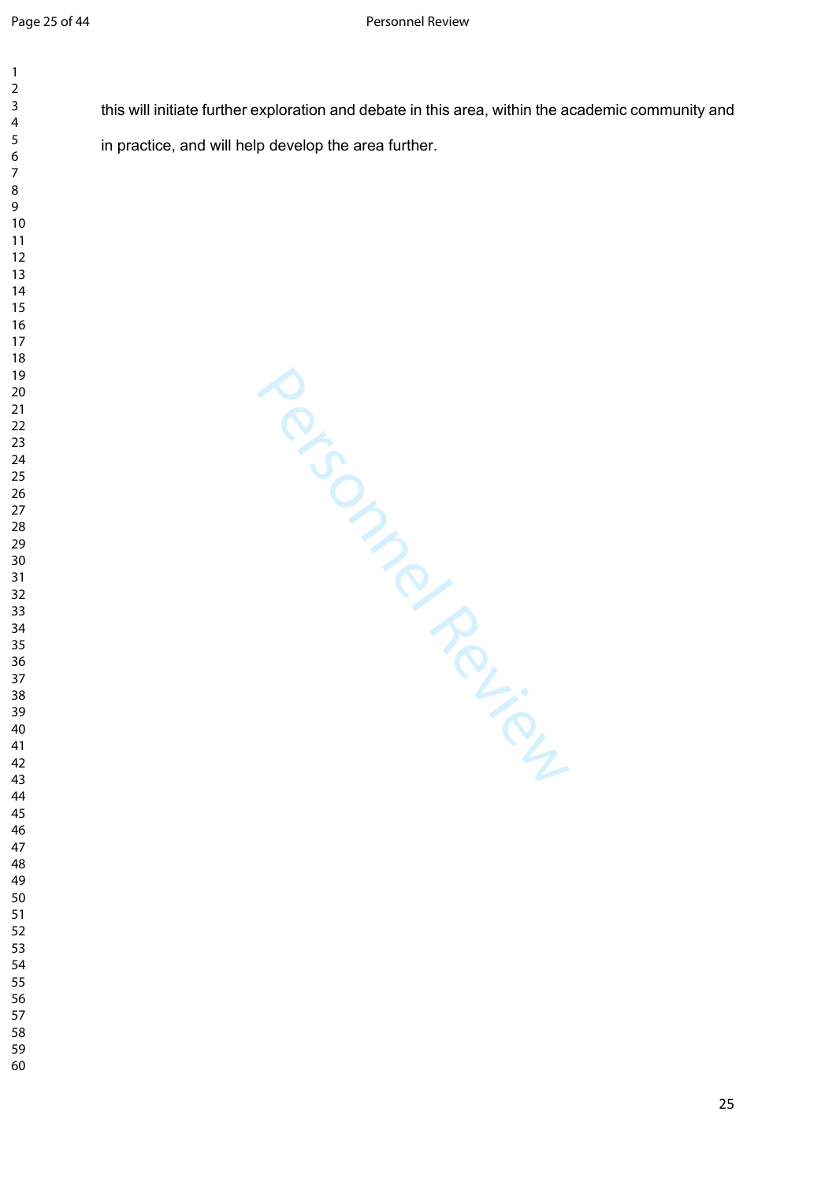this will initiate further exploration and debate in this area, within the academic community and in practice, and will help develop the area further.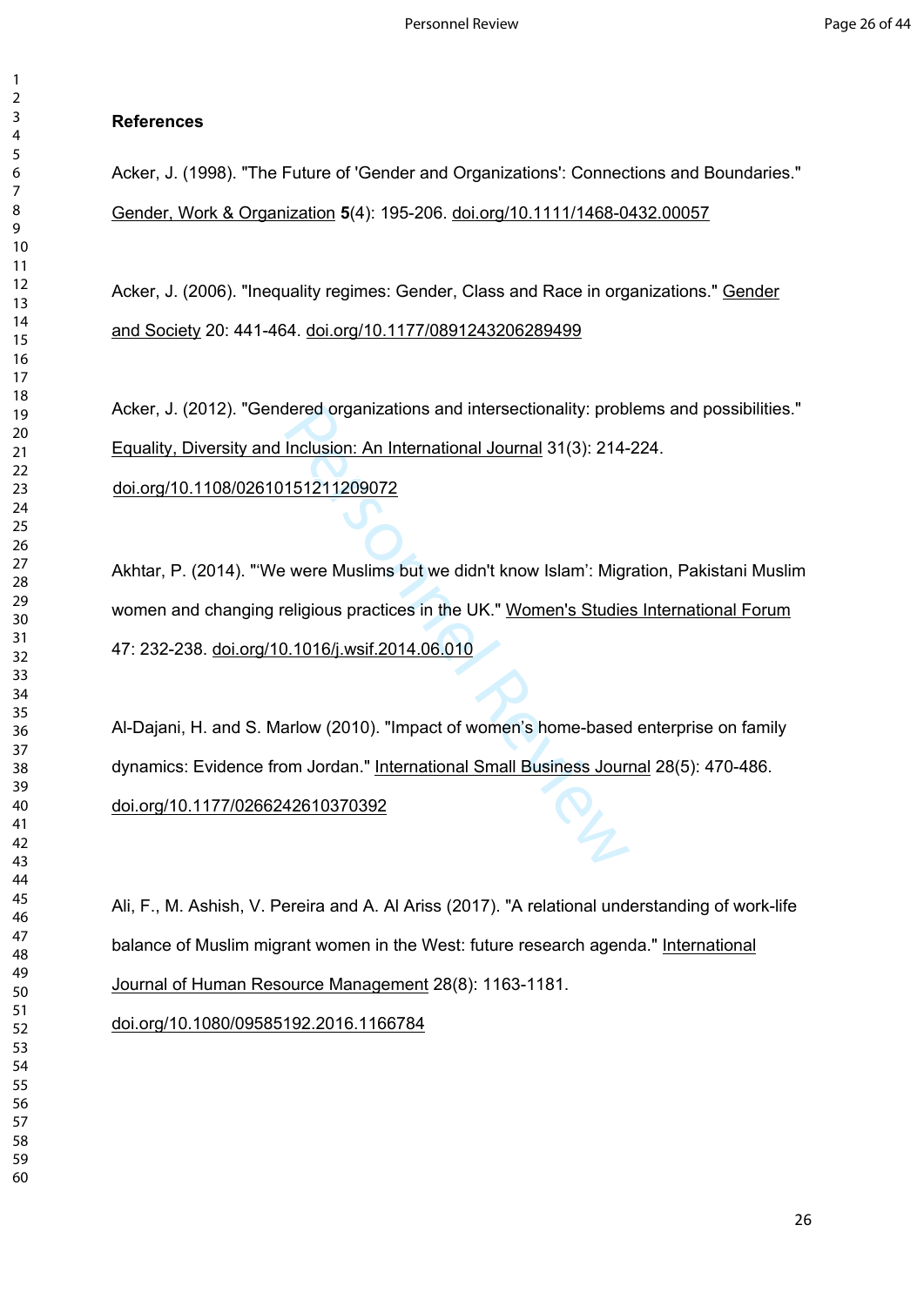**References**

Acker, J. (1998). "The Future of 'Gender and Organizations': Connections and Boundaries." Gender, Work & Organization **5**(4): 195-206. doi.org/10.1111/1468-0432.00057

Acker, J. (2006). "Inequality regimes: Gender, Class and Race in organizations." Gender and Society 20: 441-464. doi.org/10.1177/0891243206289499

Acker, J. (2012). "Gendered organizations and intersectionality: problems and possibilities." Equality, Diversity and Inclusion: An International Journal 31(3): 214-224. doi.org/10.1108/02610151211209072

Akhtar, P. (2014). "'We were Muslims but we didn't know Islam': Migration, Pakistani Muslim women and changing religious practices in the UK." Women's Studies International Forum 47: 232-238. doi.org/10.1016/j.wsif.2014.06.010

Al-Dajani, H. and S. Marlow (2010). "Impact of women's home-based enterprise on family dynamics: Evidence from Jordan." International Small Business Journal 28(5): 470-486. doi.org/10.1177/0266242610370392

Ali, F., M. Ashish, V. Pereira and A. Al Ariss (2017). "A relational understanding of work-life balance of Muslim migrant women in the West: future research agenda." International Journal of Human Resource Management 28(8): 1163-1181. doi.org/10.1080/09585192.2016.1166784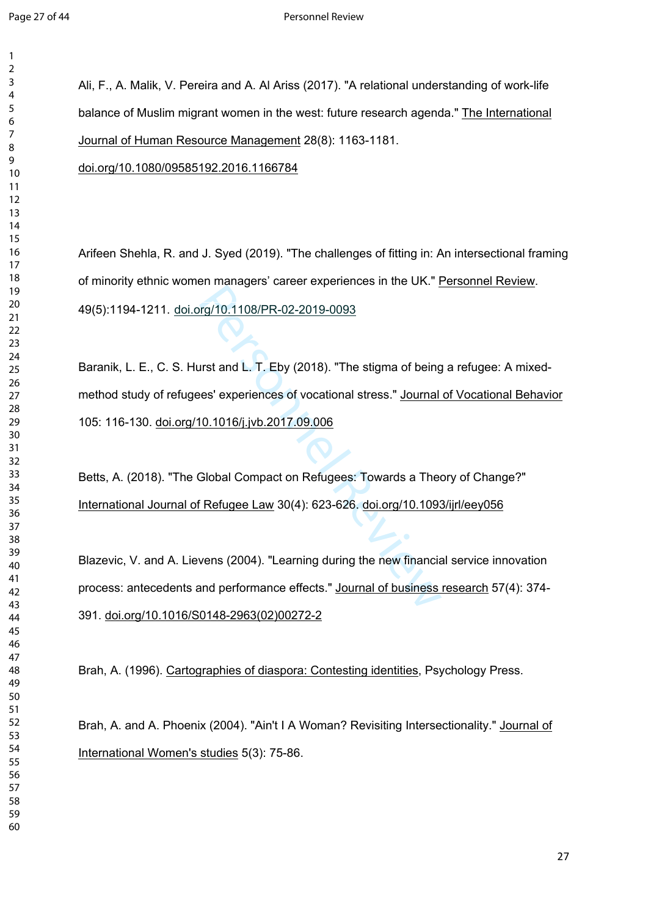Ali, F., A. Malik, V. Pereira and A. Al Ariss (2017). "A relational understanding of work-life balance of Muslim migrant women in the west: future research agenda." The International Journal of Human Resource Management 28(8): 1163-1181. doi.org/10.1080/09585192.2016.1166784

Arifeen Shehla, R. and J. Syed (2019). "The challenges of fitting in: An intersectional framing of minority ethnic women managers' career experiences in the UK." Personnel Review. 49(5):1194-1211. doi.org/10.1108/PR-02-2019-0093

Baranik, L. E., C. S. Hurst and L. T. Eby (2018). "The stigma of being a refugee: A mixed-method study of refugees' experiences of vocational stress." Journal of Vocational Behavior 105: 116-130. doi.org/10.1016/j.jvb.2017.09.006

Betts, A. (2018). "The Global Compact on Refugees: Towards a Theory of Change?" International Journal of Refugee Law 30(4): 623-626. doi.org/10.1093/ijrl/eey056

Blazevic, V. and A. Lievens (2004). "Learning during the new financial service innovation process: antecedents and performance effects." Journal of business research 57(4): 374-391. doi.org/10.1016/S0148-2963(02)00272-2

Brah, A. (1996). Cartographies of diaspora: Contesting identities, Psychology Press.

Brah, A. and A. Phoenix (2004). "Ain't I A Woman? Revisiting Intersectionality." Journal of International Women's studies 5(3): 75-86.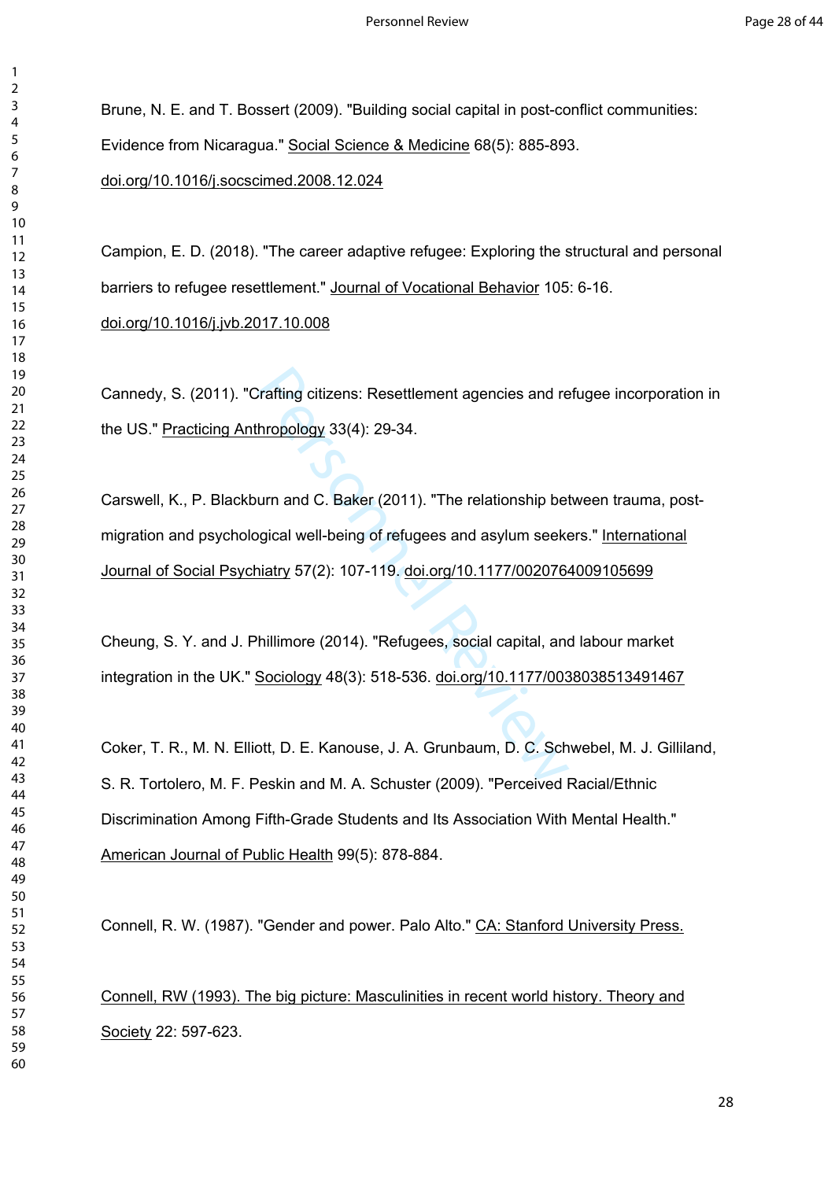Brune, N. E. and T. Bossert (2009). "Building social capital in post-conflict communities: Evidence from Nicaragua." Social Science & Medicine 68(5): 885-893. doi.org/10.1016/j.socscimed.2008.12.024

Campion, E. D. (2018). "The career adaptive refugee: Exploring the structural and personal barriers to refugee resettlement." Journal of Vocational Behavior 105: 6-16. doi.org/10.1016/j.jvb.2017.10.008

Cannedy, S. (2011). "Crafting citizens: Resettlement agencies and refugee incorporation in the US." Practicing Anthropology 33(4): 29-34.

Carswell, K., P. Blackburn and C. Baker (2011). "The relationship between trauma, post-migration and psychological well-being of refugees and asylum seekers." International Journal of Social Psychiatry 57(2): 107-119. doi.org/10.1177/0020764009105699

Cheung, S. Y. and J. Phillimore (2014). "Refugees, social capital, and labour market integration in the UK." Sociology 48(3): 518-536. doi.org/10.1177/0038038513491467

Coker, T. R., M. N. Elliott, D. E. Kanouse, J. A. Grunbaum, D. C. Schwebel, M. J. Gilliland, S. R. Tortolero, M. F. Peskin and M. A. Schuster (2009). "Perceived Racial/Ethnic Discrimination Among Fifth-Grade Students and Its Association With Mental Health." American Journal of Public Health 99(5): 878-884.

Connell, R. W. (1987). "Gender and power. Palo Alto." CA: Stanford University Press.

Connell, RW (1993). The big picture: Masculinities in recent world history. Theory and Society 22: 597-623.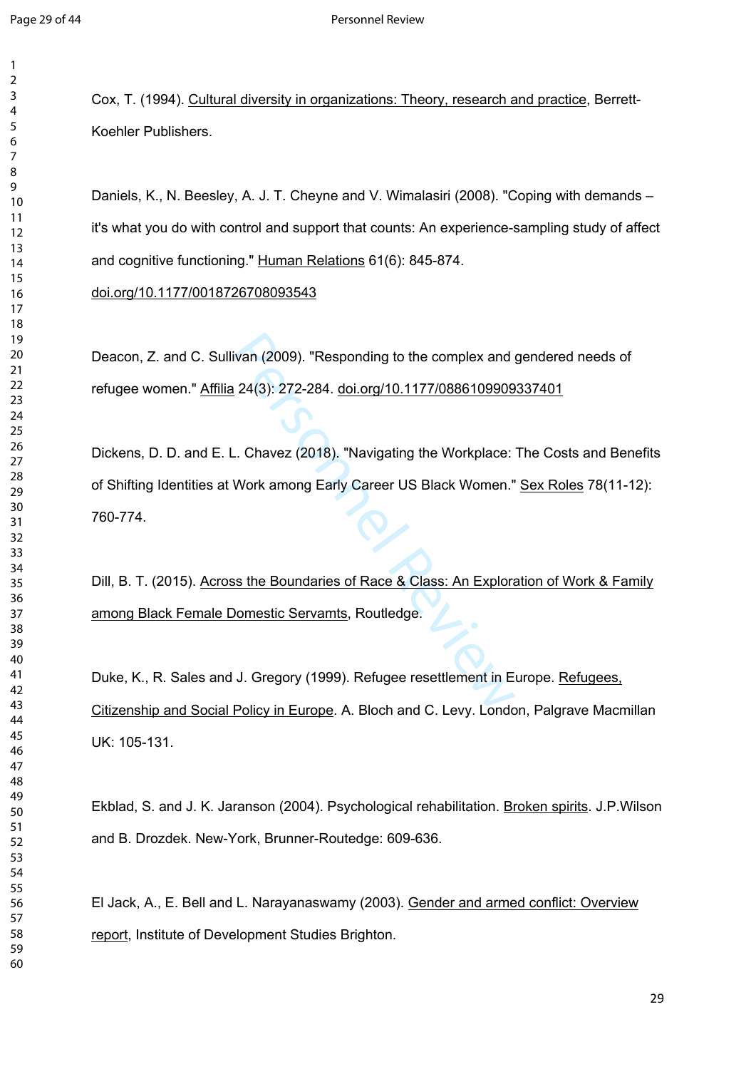Cox, T. (1994). Cultural diversity in organizations: Theory, research and practice, Berrett-Koehler Publishers.

Daniels, K., N. Beesley, A. J. T. Cheyne and V. Wimalasiri (2008). "Coping with demands – it's what you do with control and support that counts: An experience-sampling study of affect and cognitive functioning." Human Relations 61(6): 845-874. doi.org/10.1177/0018726708093543

Deacon, Z. and C. Sullivan (2009). "Responding to the complex and gendered needs of refugee women." Affilia 24(3): 272-284. doi.org/10.1177/0886109909337401

Dickens, D. D. and E. L. Chavez (2018). "Navigating the Workplace: The Costs and Benefits of Shifting Identities at Work among Early Career US Black Women." Sex Roles 78(11-12): 760-774.

Dill, B. T. (2015). Across the Boundaries of Race & Class: An Exploration of Work & Family among Black Female Domestic Servamts, Routledge.

Duke, K., R. Sales and J. Gregory (1999). Refugee resettlement in Europe. Refugees, Citizenship and Social Policy in Europe. A. Bloch and C. Levy. London, Palgrave Macmillan UK: 105-131.

Ekblad, S. and J. K. Jaranson (2004). Psychological rehabilitation. Broken spirits. J.P.Wilson and B. Drozdek. New-York, Brunner-Routedge: 609-636.

El Jack, A., E. Bell and L. Narayanaswamy (2003). Gender and armed conflict: Overview report, Institute of Development Studies Brighton.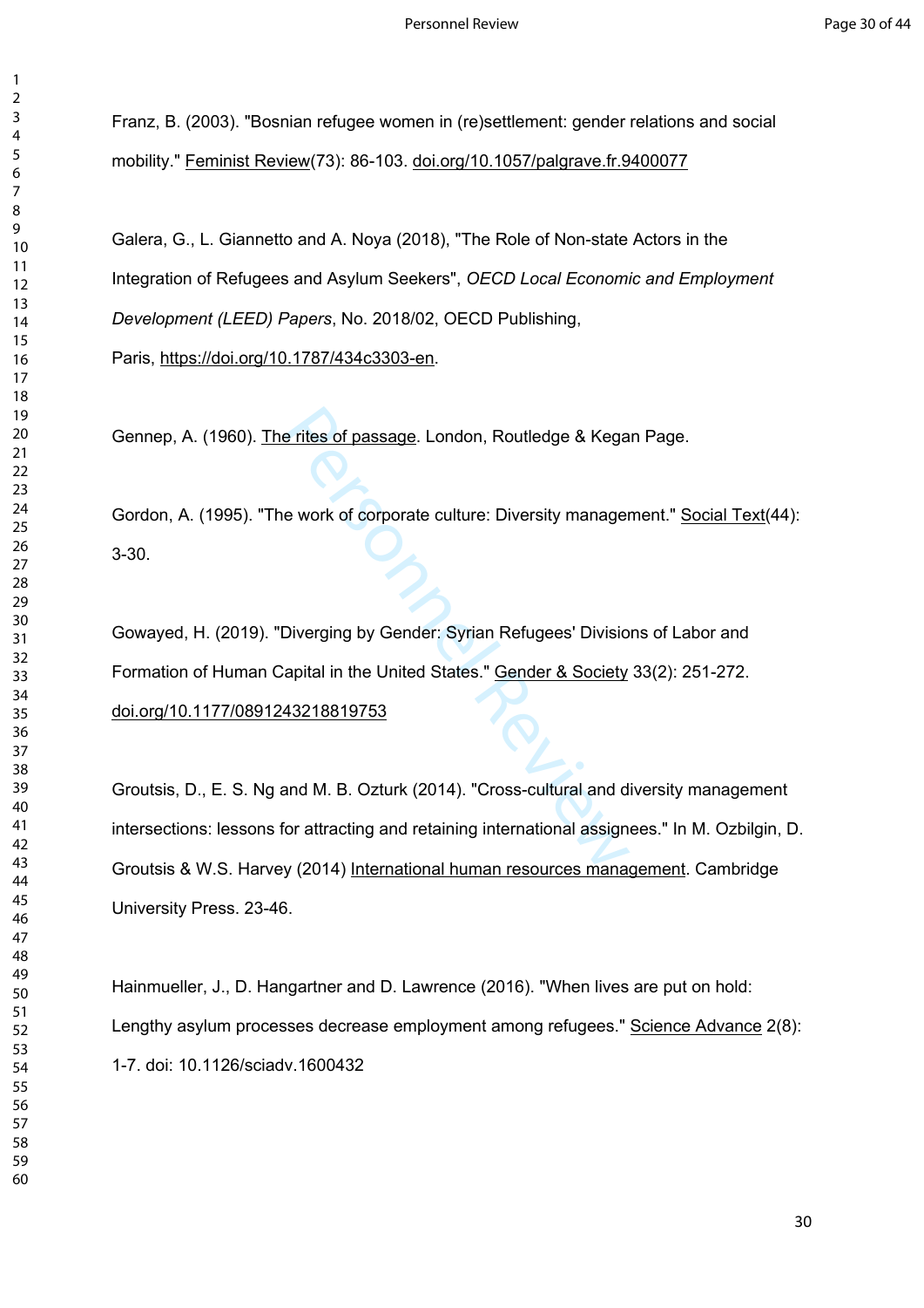Franz, B. (2003). "Bosnian refugee women in (re)settlement: gender relations and social mobility." Feminist Review(73): 86-103. doi.org/10.1057/palgrave.fr.9400077

Galera, G., L. Giannetto and A. Noya (2018), "The Role of Non-state Actors in the Integration of Refugees and Asylum Seekers", *OECD Local Economic and Employment Development (LEED) Papers*, No. 2018/02, OECD Publishing, Paris, https://doi.org/10.1787/434c3303-en.

Gennep, A. (1960). The rites of passage. London, Routledge & Kegan Page.

Gordon, A. (1995). "The work of corporate culture: Diversity management." Social Text(44): 3-30.

Gowayed, H. (2019). "Diverging by Gender: Syrian Refugees' Divisions of Labor and Formation of Human Capital in the United States." Gender & Society 33(2): 251-272. doi.org/10.1177/0891243218819753

Groutsis, D., E. S. Ng and M. B. Ozturk (2014). "Cross-cultural and diversity management intersections: lessons for attracting and retaining international assignees." In M. Ozbilgin, D. Groutsis & W.S. Harvey (2014) International human resources management. Cambridge University Press. 23-46.

Hainmueller, J., D. Hangartner and D. Lawrence (2016). "When lives are put on hold: Lengthy asylum processes decrease employment among refugees." Science Advance 2(8): 1-7. doi: 10.1126/sciadv.1600432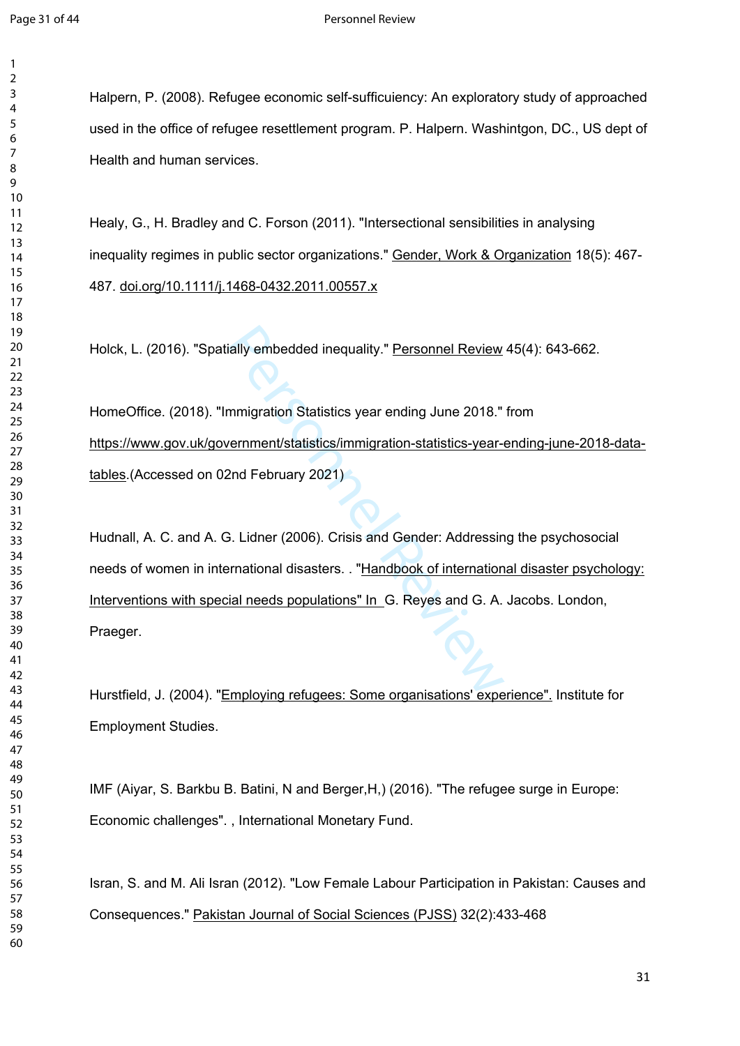Halpern, P. (2008). Refugee economic self-sufficiuency: An exploratory study of approached used in the office of refugee resettlement program. P. Halpern. Washintgon, DC., US dept of Health and human services.

Healy, G., H. Bradley and C. Forson (2011). "Intersectional sensibilities in analysing inequality regimes in public sector organizations." Gender, Work & Organization 18(5): 467-487. doi.org/10.1111/j.1468-0432.2011.00557.x

Holck, L. (2016). "Spatially embedded inequality." Personnel Review 45(4): 643-662.

HomeOffice. (2018). "Immigration Statistics year ending June 2018." from https://www.gov.uk/government/statistics/immigration-statistics-year-ending-june-2018-data-tables.(Accessed on 02nd February 2021)

Hudnall, A. C. and A. G. Lidner (2006). Crisis and Gender: Addressing the psychosocial needs of women in international disasters. . "Handbook of international disaster psychology: Interventions with special needs populations" In G. Reyes and G. A. Jacobs. London, Praeger.

Hurstfield, J. (2004). "Employing refugees: Some organisations' experience". Institute for Employment Studies.

IMF (Aiyar, S. Barkbu B. Batini, N and Berger,H,) (2016). "The refugee surge in Europe: Economic challenges". , International Monetary Fund.

Isran, S. and M. Ali Isran (2012). "Low Female Labour Participation in Pakistan: Causes and Consequences." Pakistan Journal of Social Sciences (PJSS) 32(2):433-468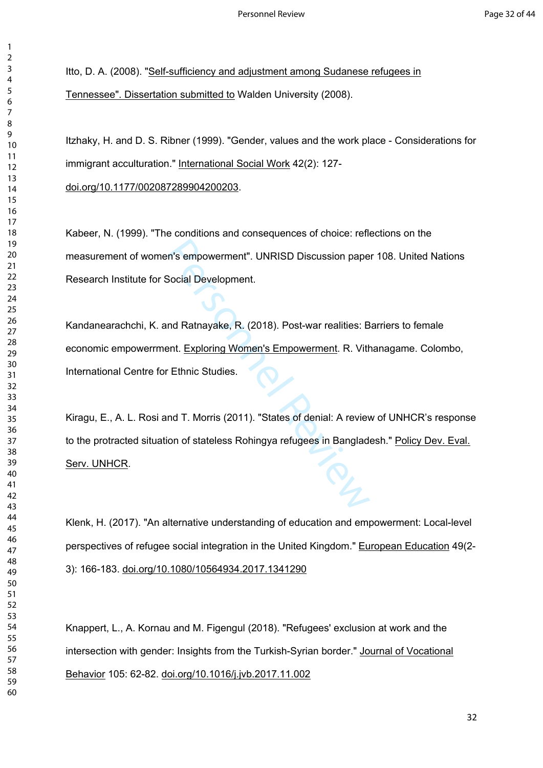Itto, D. A. (2008). "Self-sufficiency and adjustment among Sudanese refugees in Tennessee". Dissertation submitted to Walden University (2008).

Itzhaky, H. and D. S. Ribner (1999). "Gender, values and the work place - Considerations for immigrant acculturation." International Social Work 42(2): 127- doi.org/10.1177/002087289904200203.

Kabeer, N. (1999). "The conditions and consequences of choice: reflections on the measurement of women's empowerment". UNRISD Discussion paper 108. United Nations Research Institute for Social Development.

Kandanearachchi, K. and Ratnayake, R. (2018). Post-war realities: Barriers to female economic empowerrment. Exploring Women's Empowerment. R. Vithanagame. Colombo, International Centre for Ethnic Studies.

Kiragu, E., A. L. Rosi and T. Morris (2011). "States of denial: A review of UNHCR's response to the protracted situation of stateless Rohingya refugees in Bangladesh." Policy Dev. Eval. Serv. UNHCR.

Klenk, H. (2017). "An alternative understanding of education and empowerment: Local-level perspectives of refugee social integration in the United Kingdom." European Education 49(2-3): 166-183. doi.org/10.1080/10564934.2017.1341290

Knappert, L., A. Kornau and M. Figengul (2018). "Refugees' exclusion at work and the intersection with gender: Insights from the Turkish-Syrian border." Journal of Vocational Behavior 105: 62-82. doi.org/10.1016/j.jvb.2017.11.002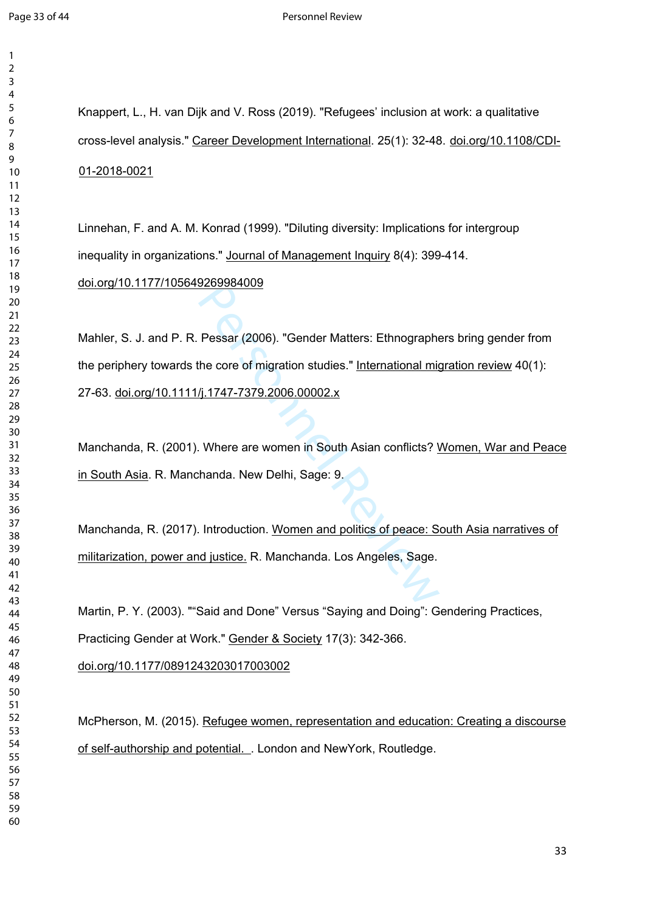Knappert, L., H. van Dijk and V. Ross (2019). "Refugees' inclusion at work: a qualitative cross-level analysis." Career Development International. 25(1): 32-48. doi.org/10.1108/CDI-01-2018-0021

Linnehan, F. and A. M. Konrad (1999). "Diluting diversity: Implications for intergroup inequality in organizations." Journal of Management Inquiry 8(4): 399-414. doi.org/10.1177/105649269984009

Mahler, S. J. and P. R. Pessar (2006). "Gender Matters: Ethnographers bring gender from the periphery towards the core of migration studies." International migration review 40(1): 27-63. doi.org/10.1111/j.1747-7379.2006.00002.x

Manchanda, R. (2001). Where are women in South Asian conflicts? Women, War and Peace in South Asia. R. Manchanda. New Delhi, Sage: 9.

Manchanda, R. (2017). Introduction. Women and politics of peace: South Asia narratives of militarization, power and justice. R. Manchanda. Los Angeles, Sage.

Martin, P. Y. (2003). "“Said and Done” Versus “Saying and Doing”: Gendering Practices, Practicing Gender at Work." Gender & Society 17(3): 342-366. doi.org/10.1177/0891243203017003002

McPherson, M. (2015). Refugee women, representation and education: Creating a discourse of self-authorship and potential. . London and NewYork, Routledge.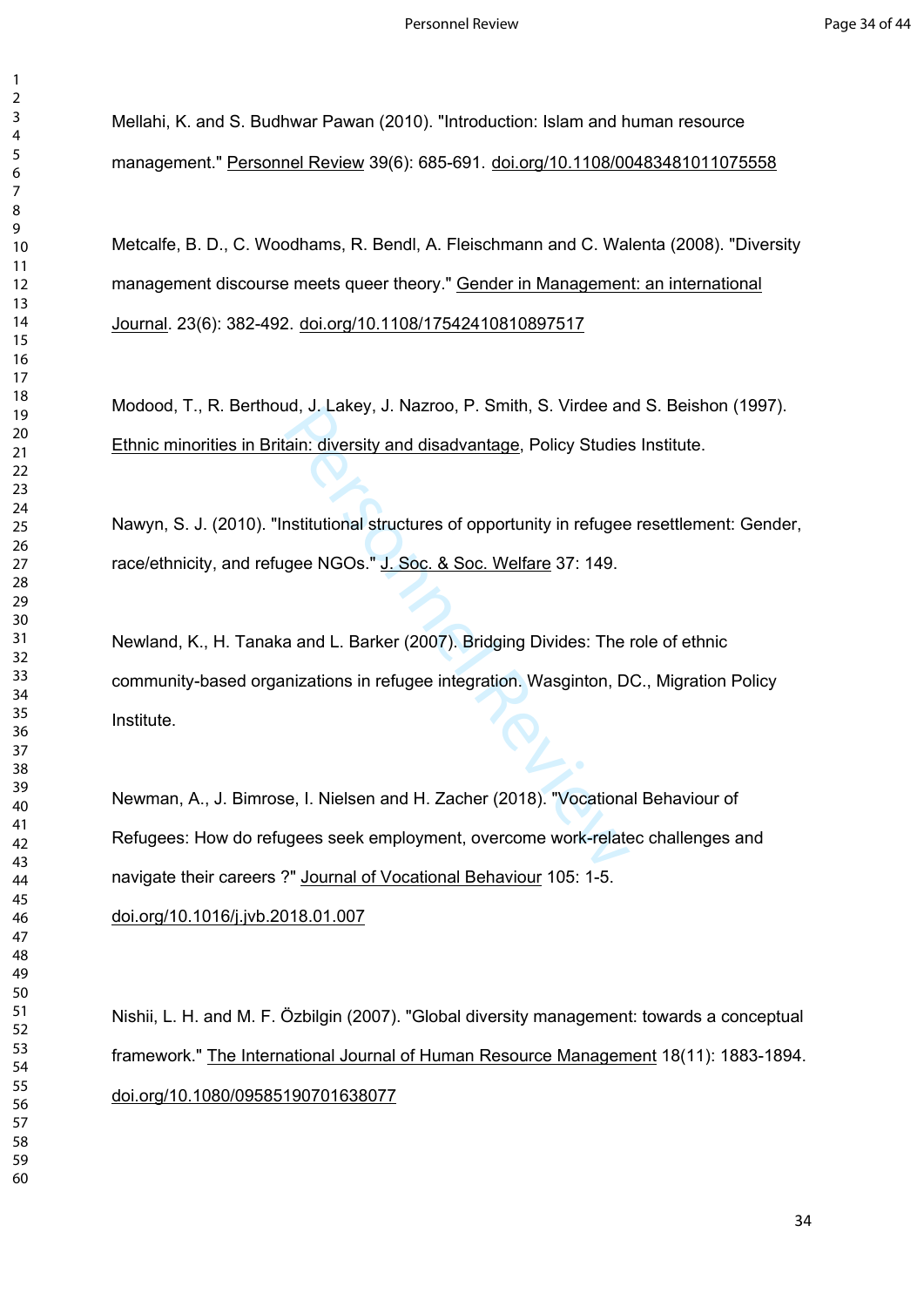Mellahi, K. and S. Budhwar Pawan (2010). "Introduction: Islam and human resource management." Personnel Review 39(6): 685-691. doi.org/10.1108/00483481011075558

Metcalfe, B. D., C. Woodhams, R. Bendl, A. Fleischmann and C. Walenta (2008). "Diversity management discourse meets queer theory." Gender in Management: an international Journal. 23(6): 382-492. doi.org/10.1108/17542410810897517

Modood, T., R. Berthoud, J. Lakey, J. Nazroo, P. Smith, S. Virdee and S. Beishon (1997). Ethnic minorities in Britain: diversity and disadvantage, Policy Studies Institute.

Nawyn, S. J. (2010). "Institutional structures of opportunity in refugee resettlement: Gender, race/ethnicity, and refugee NGOs." J. Soc. & Soc. Welfare 37: 149.

Newland, K., H. Tanaka and L. Barker (2007). Bridging Divides: The role of ethnic community-based organizations in refugee integration. Wasginton, DC., Migration Policy Institute.

Newman, A., J. Bimrose, I. Nielsen and H. Zacher (2018). "Vocational Behaviour of Refugees: How do refugees seek employment, overcome work-relatec challenges and navigate their careers ?" Journal of Vocational Behaviour 105: 1-5. doi.org/10.1016/j.jvb.2018.01.007

Nishii, L. H. and M. F. Özbilgin (2007). "Global diversity management: towards a conceptual framework." The International Journal of Human Resource Management 18(11): 1883-1894. doi.org/10.1080/09585190701638077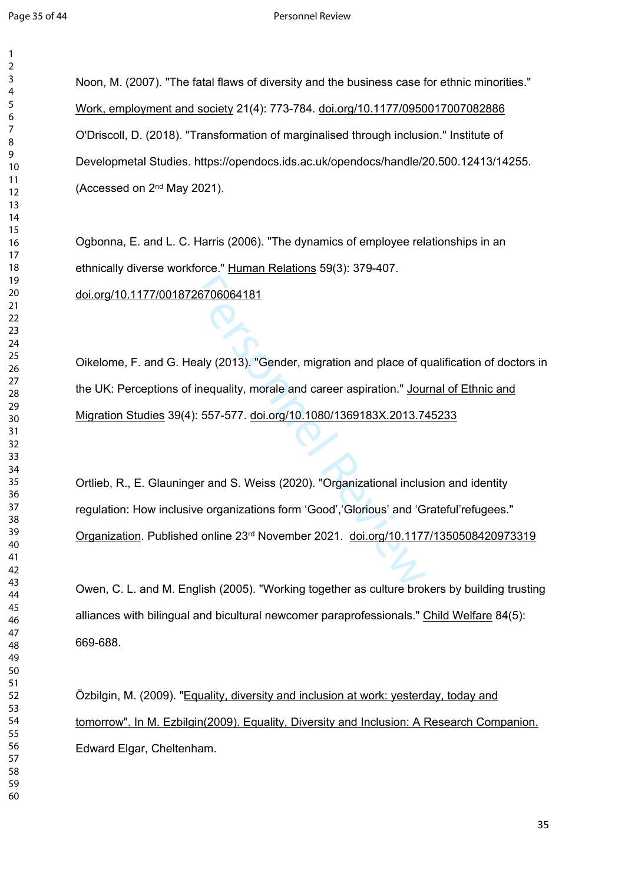Noon, M. (2007). "The fatal flaws of diversity and the business case for ethnic minorities." Work, employment and society 21(4): 773-784. doi.org/10.1177/0950017007082886

O'Driscoll, D. (2018). "Transformation of marginalised through inclusion." Institute of Developmetal Studies. https://opendocs.ids.ac.uk/opendocs/handle/20.500.12413/14255. (Accessed on 2nd May 2021).

Ogbonna, E. and L. C. Harris (2006). "The dynamics of employee relationships in an ethnically diverse workforce." Human Relations 59(3): 379-407. doi.org/10.1177/0018726706064181

Oikelome, F. and G. Healy (2013). "Gender, migration and place of qualification of doctors in the UK: Perceptions of inequality, morale and career aspiration." Journal of Ethnic and Migration Studies 39(4): 557-577. doi.org/10.1080/1369183X.2013.745233

Ortlieb, R., E. Glauninger and S. Weiss (2020). "Organizational inclusion and identity regulation: How inclusive organizations form 'Good','Glorious' and 'Grateful'refugees." Organization. Published online 23rd November 2021. doi.org/10.1177/1350508420973319

Owen, C. L. and M. English (2005). "Working together as culture brokers by building trusting alliances with bilingual and bicultural newcomer paraprofessionals." Child Welfare 84(5): 669-688.

Özbilgin, M. (2009). "Equality, diversity and inclusion at work: yesterday, today and tomorrow". In M. Ezbilgin(2009). Equality, Diversity and Inclusion: A Research Companion. Edward Elgar, Cheltenham.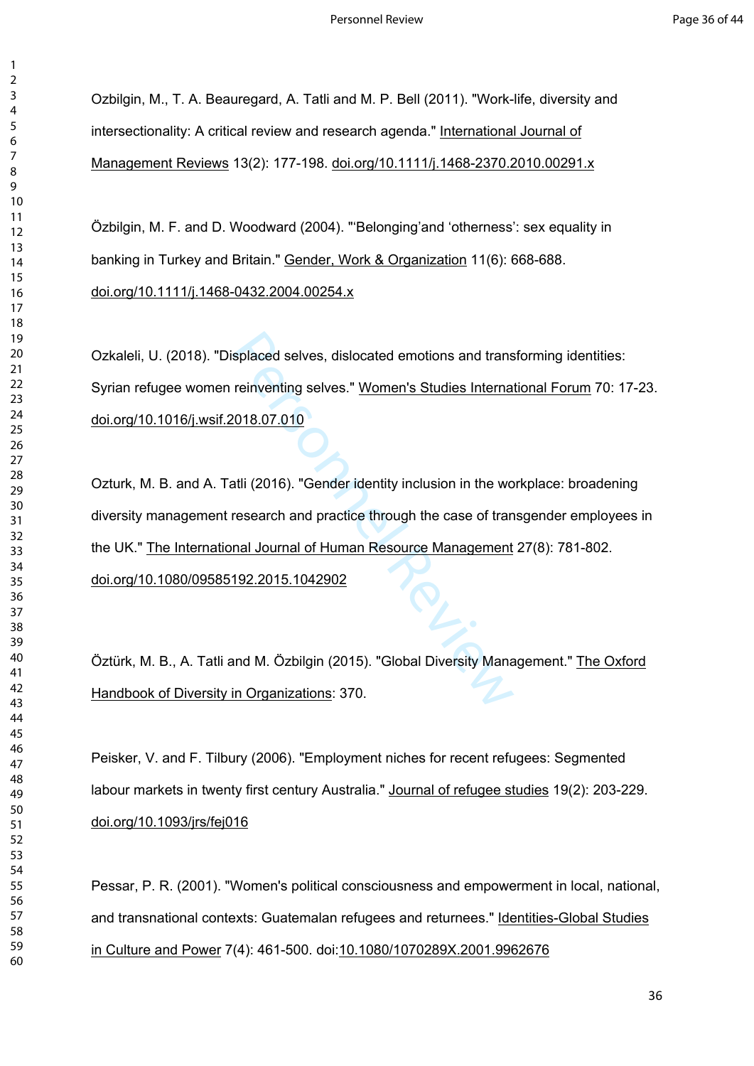Ozbilgin, M., T. A. Beauregard, A. Tatli and M. P. Bell (2011). "Work-life, diversity and intersectionality: A critical review and research agenda." International Journal of Management Reviews 13(2): 177-198. doi.org/10.1111/j.1468-2370.2010.00291.x

Özbilgin, M. F. and D. Woodward (2004). "'Belonging'and 'otherness': sex equality in banking in Turkey and Britain." Gender, Work & Organization 11(6): 668-688. doi.org/10.1111/j.1468-0432.2004.00254.x

Ozkaleli, U. (2018). "Displaced selves, dislocated emotions and transforming identities: Syrian refugee women reinventing selves." Women's Studies International Forum 70: 17-23. doi.org/10.1016/j.wsif.2018.07.010

Ozturk, M. B. and A. Tatli (2016). "Gender identity inclusion in the workplace: broadening diversity management research and practice through the case of transgender employees in the UK." The International Journal of Human Resource Management 27(8): 781-802. doi.org/10.1080/09585192.2015.1042902

Öztürk, M. B., A. Tatli and M. Özbilgin (2015). "Global Diversity Management." The Oxford Handbook of Diversity in Organizations: 370.

Peisker, V. and F. Tilbury (2006). "Employment niches for recent refugees: Segmented labour markets in twenty first century Australia." Journal of refugee studies 19(2): 203-229. doi.org/10.1093/jrs/fej016

Pessar, P. R. (2001). "Women's political consciousness and empowerment in local, national, and transnational contexts: Guatemalan refugees and returnees." Identities-Global Studies in Culture and Power 7(4): 461-500. doi:10.1080/1070289X.2001.9962676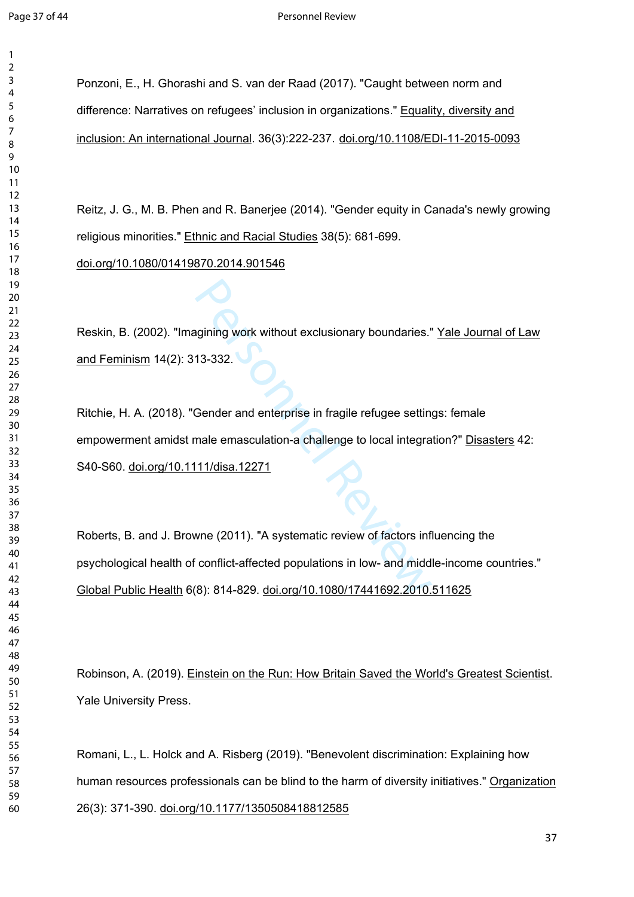Ponzoni, E., H. Ghorashi and S. van der Raad (2017). "Caught between norm and difference: Narratives on refugees' inclusion in organizations." Equality, diversity and inclusion: An international Journal. 36(3):222-237. doi.org/10.1108/EDI-11-2015-0093

Reitz, J. G., M. B. Phen and R. Banerjee (2014). "Gender equity in Canada's newly growing religious minorities." Ethnic and Racial Studies 38(5): 681-699. doi.org/10.1080/01419870.2014.901546

Reskin, B. (2002). "Imagining work without exclusionary boundaries." Yale Journal of Law and Feminism 14(2): 313-332.

Ritchie, H. A. (2018). "Gender and enterprise in fragile refugee settings: female empowerment amidst male emasculation-a challenge to local integration?" Disasters 42: S40-S60. doi.org/10.1111/disa.12271

Roberts, B. and J. Browne (2011). "A systematic review of factors influencing the psychological health of conflict-affected populations in low- and middle-income countries." Global Public Health 6(8): 814-829. doi.org/10.1080/17441692.2010.511625

Robinson, A. (2019). Einstein on the Run: How Britain Saved the World's Greatest Scientist. Yale University Press.

Romani, L., L. Holck and A. Risberg (2019). "Benevolent discrimination: Explaining how human resources professionals can be blind to the harm of diversity initiatives." Organization 26(3): 371-390. doi.org/10.1177/1350508418812585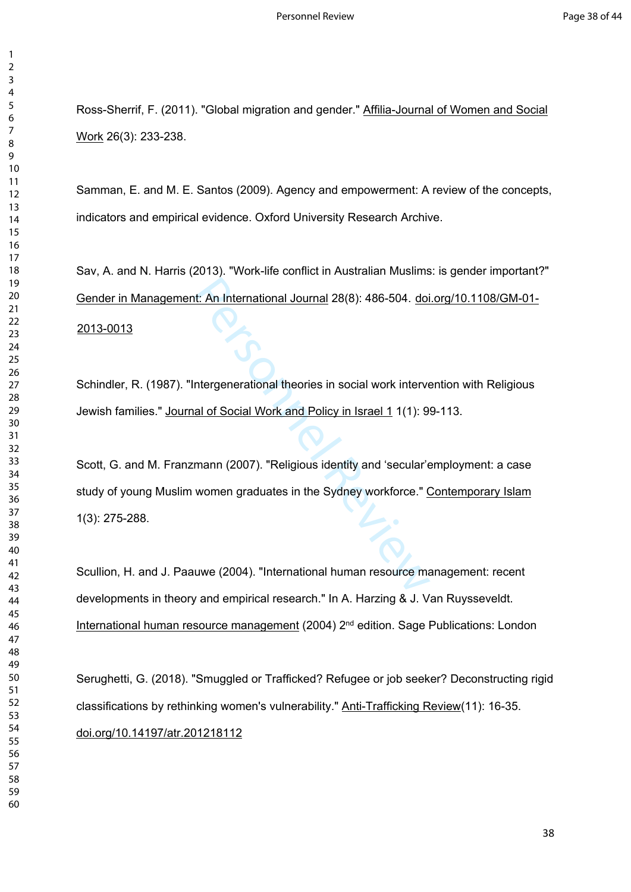Ross-Sherrif, F. (2011). "Global migration and gender." Affilia-Journal of Women and Social Work 26(3): 233-238.

Samman, E. and M. E. Santos (2009). Agency and empowerment: A review of the concepts, indicators and empirical evidence. Oxford University Research Archive.

Sav, A. and N. Harris (2013). "Work-life conflict in Australian Muslims: is gender important?" Gender in Management: An International Journal 28(8): 486-504. doi.org/10.1108/GM-01-2013-0013

Schindler, R. (1987). "Intergenerational theories in social work intervention with Religious Jewish families." Journal of Social Work and Policy in Israel 1 1(1): 99-113.

Scott, G. and M. Franzmann (2007). "Religious identity and 'secular'employment: a case study of young Muslim women graduates in the Sydney workforce." Contemporary Islam 1(3): 275-288.

Scullion, H. and J. Paauwe (2004). "International human resource management: recent developments in theory and empirical research." In A. Harzing & J. Van Ruysseveldt. International human resource management (2004) 2nd edition. Sage Publications: London

Serughetti, G. (2018). "Smuggled or Trafficked? Refugee or job seeker? Deconstructing rigid classifications by rethinking women's vulnerability." Anti-Trafficking Review(11): 16-35. doi.org/10.14197/atr.201218112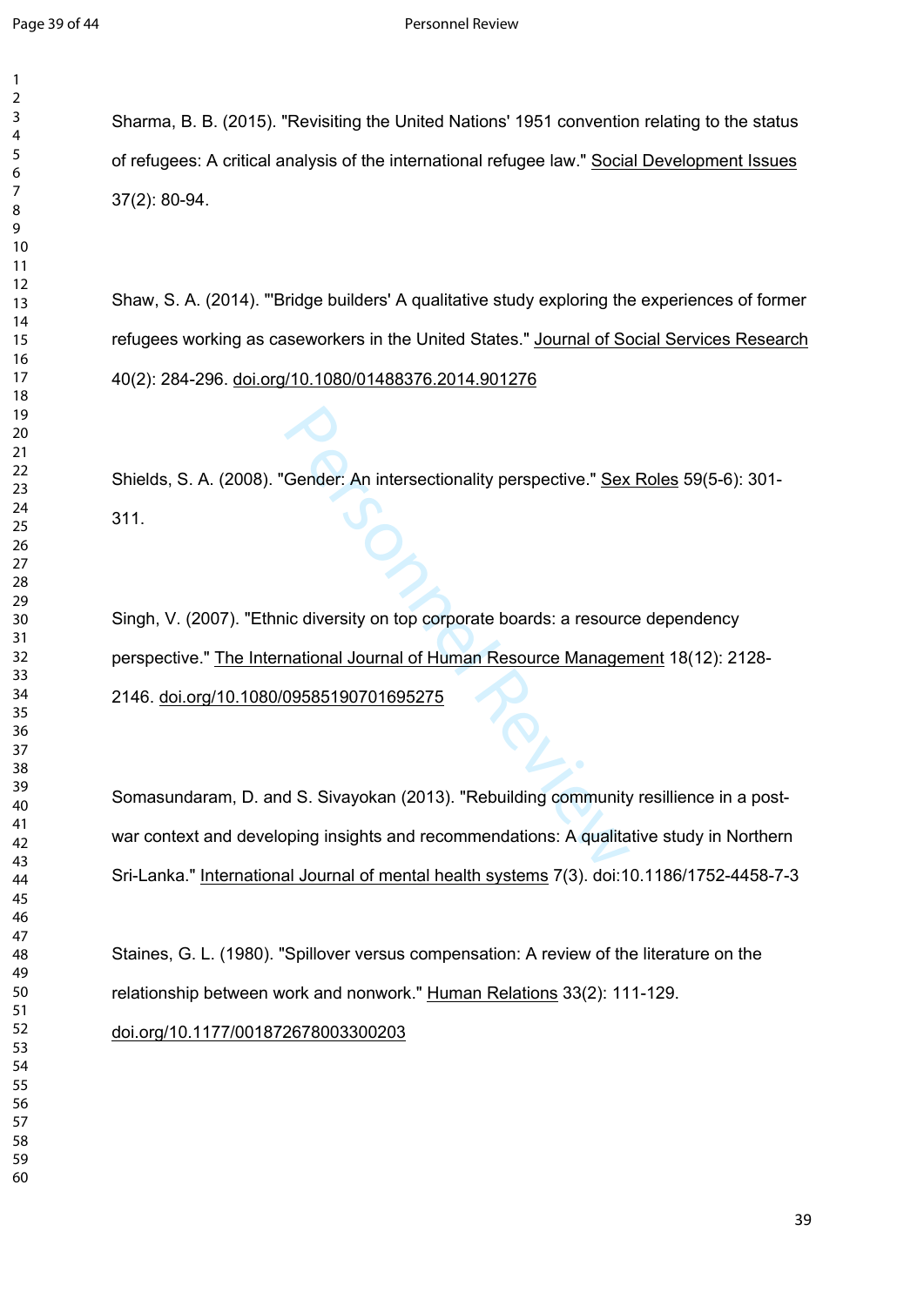Sharma, B. B. (2015). "Revisiting the United Nations' 1951 convention relating to the status of refugees: A critical analysis of the international refugee law." Social Development Issues 37(2): 80-94.

Shaw, S. A. (2014). "'Bridge builders' A qualitative study exploring the experiences of former refugees working as caseworkers in the United States." Journal of Social Services Research 40(2): 284-296. doi.org/10.1080/01488376.2014.901276

Shields, S. A. (2008). "Gender: An intersectionality perspective." Sex Roles 59(5-6): 301-311.

Singh, V. (2007). "Ethnic diversity on top corporate boards: a resource dependency perspective." The International Journal of Human Resource Management 18(12): 2128-2146. doi.org/10.1080/09585190701695275

Somasundaram, D. and S. Sivayokan (2013). "Rebuilding community resillience in a post-war context and developing insights and recommendations: A qualitative study in Northern Sri-Lanka." International Journal of mental health systems 7(3). doi:10.1186/1752-4458-7-3

Staines, G. L. (1980). "Spillover versus compensation: A review of the literature on the relationship between work and nonwork." Human Relations 33(2): 111-129. doi.org/10.1177/001872678003300203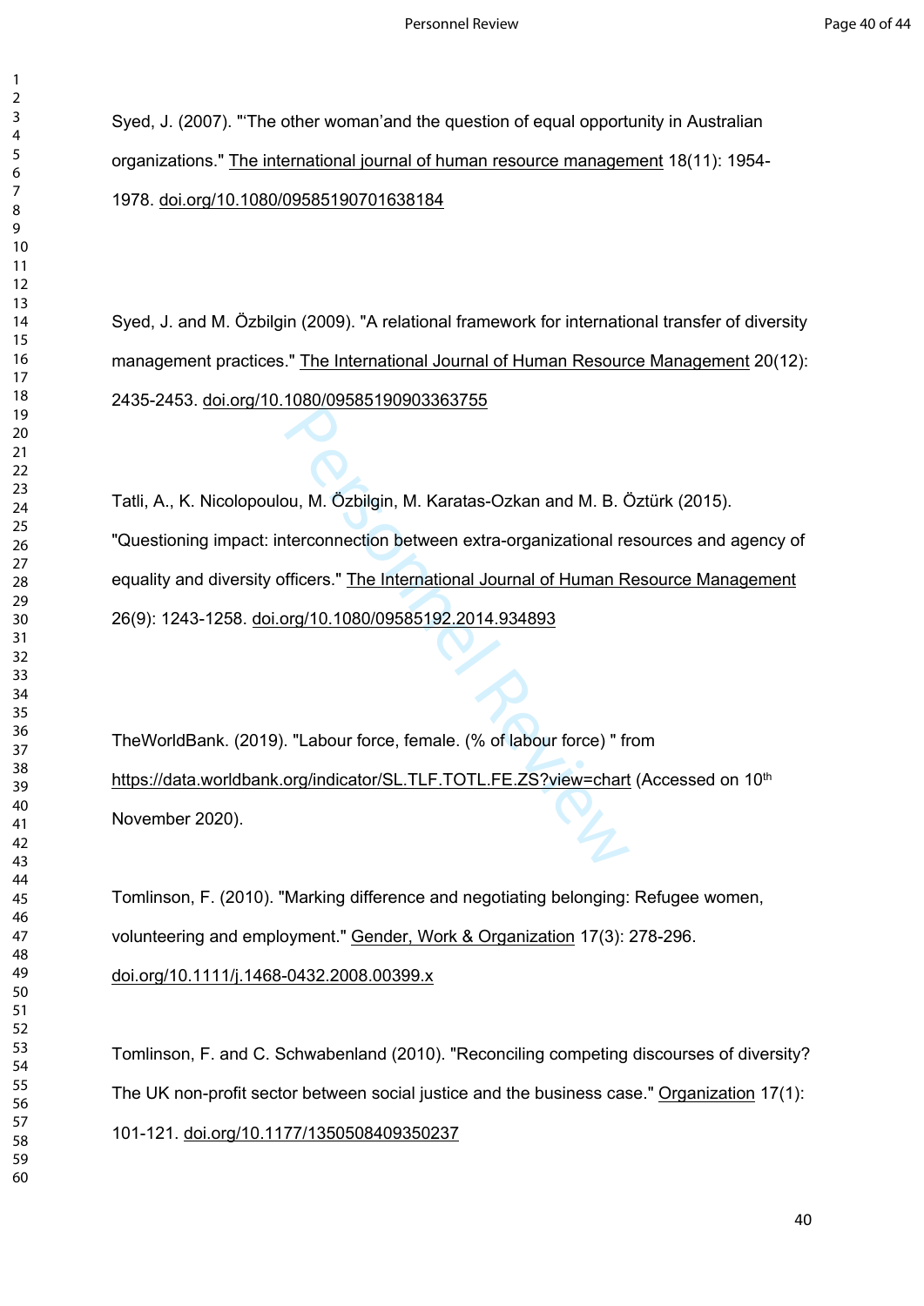Syed, J. (2007). "'The other woman'and the question of equal opportunity in Australian organizations." The international journal of human resource management 18(11): 1954-1978. doi.org/10.1080/09585190701638184

Syed, J. and M. Özbilgin (2009). "A relational framework for international transfer of diversity management practices." The International Journal of Human Resource Management 20(12): 2435-2453. doi.org/10.1080/09585190903363755

Tatli, A., K. Nicolopoulou, M. Özbilgin, M. Karatas-Ozkan and M. B. Öztürk (2015). "Questioning impact: interconnection between extra-organizational resources and agency of equality and diversity officers." The International Journal of Human Resource Management 26(9): 1243-1258. doi.org/10.1080/09585192.2014.934893

TheWorldBank. (2019). "Labour force, female. (% of labour force) " from https://data.worldbank.org/indicator/SL.TLF.TOTL.FE.ZS?view=chart (Accessed on 10th November 2020).

Tomlinson, F. (2010). "Marking difference and negotiating belonging: Refugee women, volunteering and employment." Gender, Work & Organization 17(3): 278-296. doi.org/10.1111/j.1468-0432.2008.00399.x

Tomlinson, F. and C. Schwabenland (2010). "Reconciling competing discourses of diversity? The UK non-profit sector between social justice and the business case." Organization 17(1): 101-121. doi.org/10.1177/1350508409350237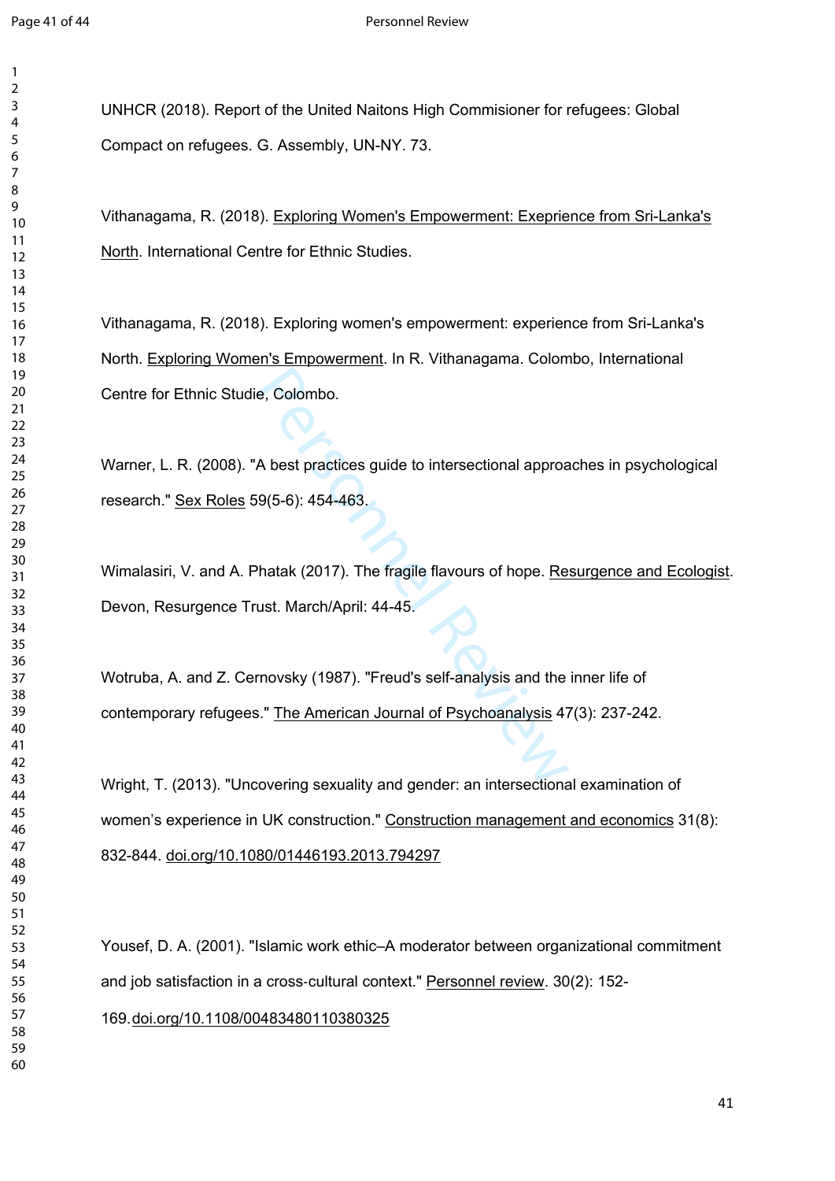UNHCR (2018). Report of the United Naitons High Commisioner for refugees: Global Compact on refugees. G. Assembly, UN-NY. 73.

Vithanagama, R. (2018). Exploring Women's Empowerment: Exeprience from Sri-Lanka's North. International Centre for Ethnic Studies.

Vithanagama, R. (2018). Exploring women's empowerment: experience from Sri-Lanka's North. Exploring Women's Empowerment. In R. Vithanagama. Colombo, International Centre for Ethnic Studie, Colombo.

Warner, L. R. (2008). "A best practices guide to intersectional approaches in psychological research." Sex Roles 59(5-6): 454-463.

Wimalasiri, V. and A. Phatak (2017). The fragile flavours of hope. Resurgence and Ecologist. Devon, Resurgence Trust. March/April: 44-45.

Wotruba, A. and Z. Cernovsky (1987). "Freud's self-analysis and the inner life of contemporary refugees." The American Journal of Psychoanalysis 47(3): 237-242.

Wright, T. (2013). "Uncovering sexuality and gender: an intersectional examination of women's experience in UK construction." Construction management and economics 31(8): 832-844. doi.org/10.1080/01446193.2013.794297

Yousef, D. A. (2001). "Islamic work ethic–A moderator between organizational commitment and job satisfaction in a cross-cultural context." Personnel review. 30(2): 152-169.doi.org/10.1108/00483480110380325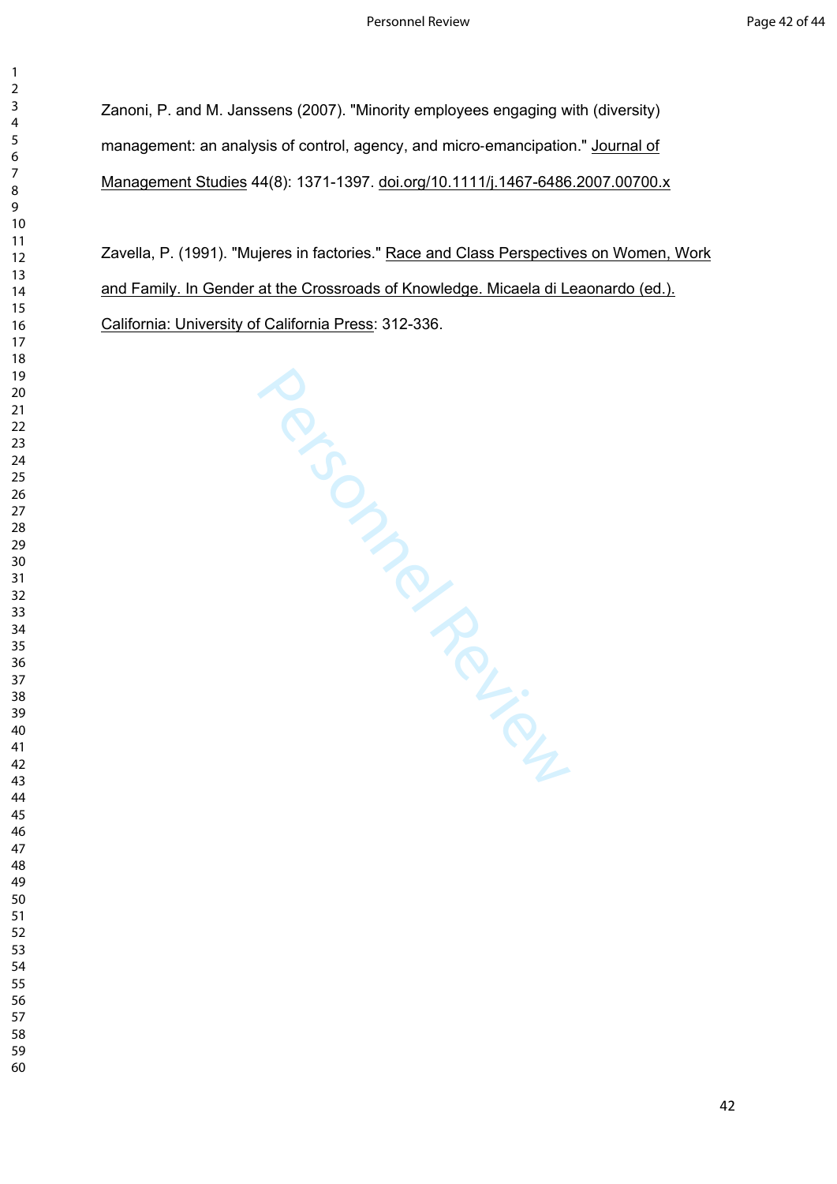Zanoni, P. and M. Janssens (2007). "Minority employees engaging with (diversity) management: an analysis of control, agency, and micro-emancipation." Journal of Management Studies 44(8): 1371-1397. doi.org/10.1111/j.1467-6486.2007.00700.x

Zavella, P. (1991). "Mujeres in factories." Race and Class Perspectives on Women, Work and Family. In Gender at the Crossroads of Knowledge. Micaela di Leaonardo (ed.). California: University of California Press: 312-336.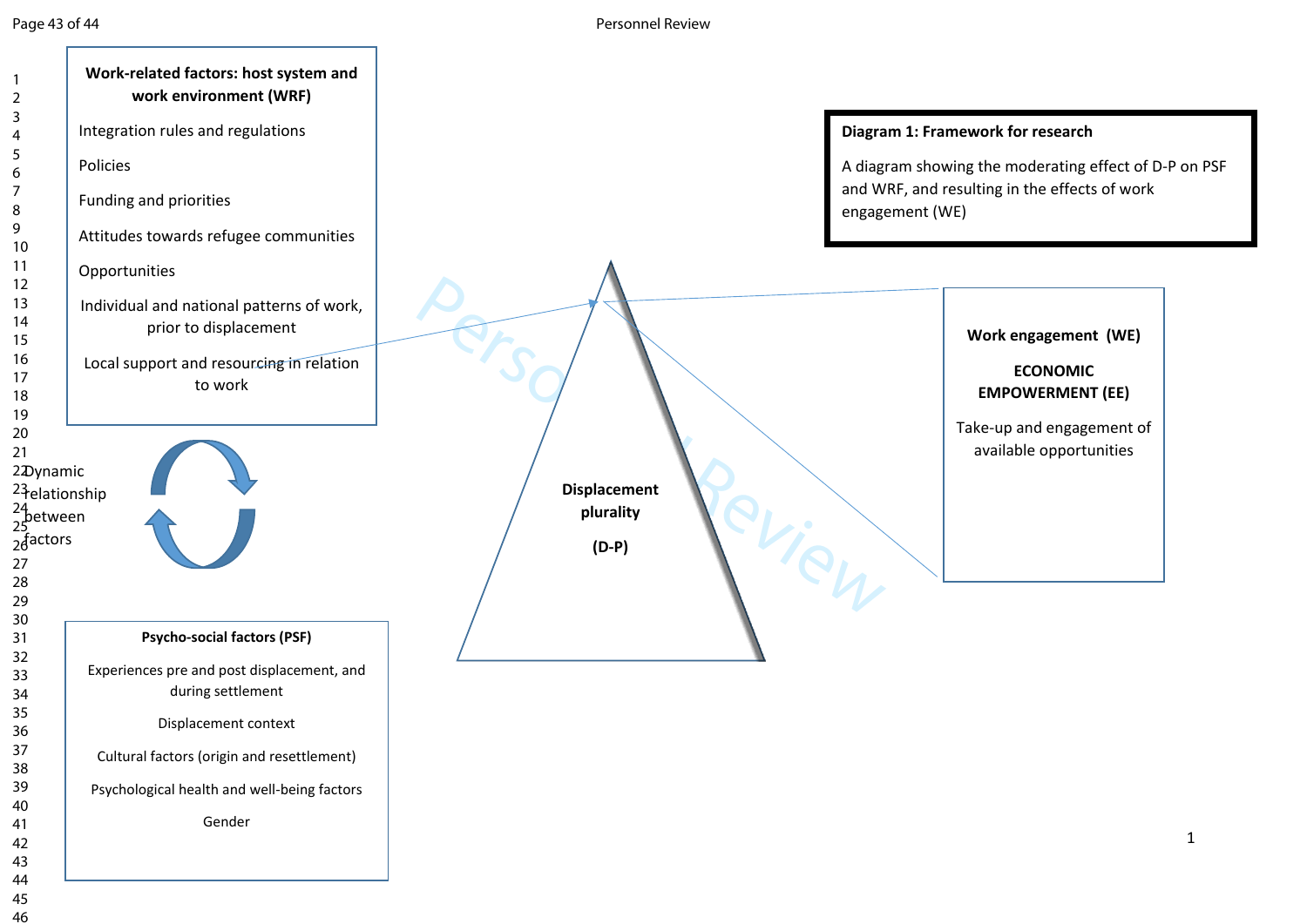**Work-related factors: host system and work environment (WRF)**

Integration rules and regulations

Policies

Funding and priorities

Attitudes towards refugee communities

Opportunities

Individual and national patterns of work, prior to displacement

Local support and resourcing in relation to work

**Diagram 1: Framework for research**

A diagram showing the moderating effect of D-P on PSF and WRF, and resulting in the effects of work engagement (WE)

**Displacement plurality**

**(D-P)**

**Work engagement (WE)**

**ECONOMIC EMPOWERMENT (EE)**

Take-up and engagement of available opportunities

Dynamic relationship between factors

**Psycho-social factors (PSF)**

Experiences pre and post displacement, and during settlement

Displacement context

Cultural factors (origin and resettlement)

Psychological health and well-being factors

Gender